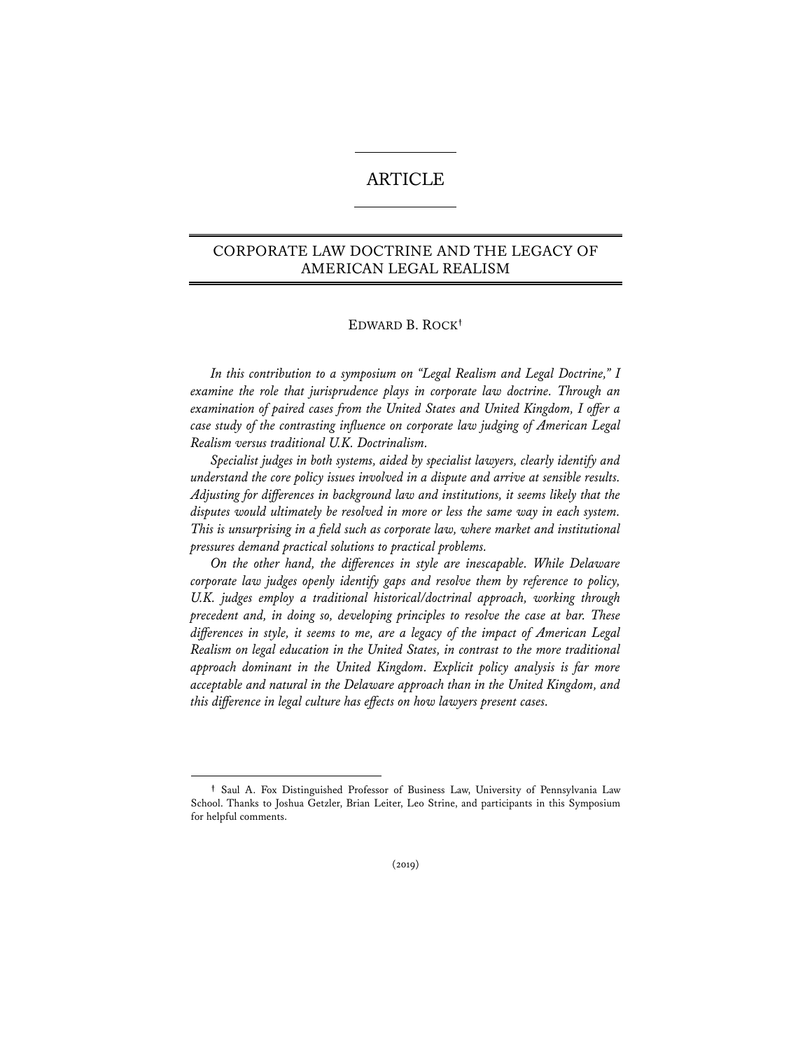ARTICLE

# CORPORATE LAW DOCTRINE AND THE LEGACY OF AMERICAN LEGAL REALISM

EDWARD B. ROCK[†]

*In this contribution to a symposium on "Legal Realism and Legal Doctrine," I examine the role that jurisprudence plays in corporate law doctrine. Through an examination of paired cases from the United States and United Kingdom, I offer a case study of the contrasting influence on corporate law judging of American Legal Realism versus traditional U.K. Doctrinalism.*

*Specialist judges in both systems, aided by specialist lawyers, clearly identify and understand the core policy issues involved in a dispute and arrive at sensible results. Adjusting for differences in background law and institutions, it seems likely that the disputes would ultimately be resolved in more or less the same way in each system. This is unsurprising in a field such as corporate law, where market and institutional pressures demand practical solutions to practical problems.*

*On the other hand, the differences in style are inescapable. While Delaware corporate law judges openly identify gaps and resolve them by reference to policy, U.K. judges employ a traditional historical/doctrinal approach, working through precedent and, in doing so, developing principles to resolve the case at bar. These differences in style, it seems to me, are a legacy of the impact of American Legal Realism on legal education in the United States, in contrast to the more traditional approach dominant in the United Kingdom. Explicit policy analysis is far more acceptable and natural in the Delaware approach than in the United Kingdom, and this difference in legal culture has effects on how lawyers present cases.*

[†] Saul A. Fox Distinguished Professor of Business Law, University of Pennsylvania Law School. Thanks to Joshua Getzler, Brian Leiter, Leo Strine, and participants in this Symposium for helpful comments.

(2019)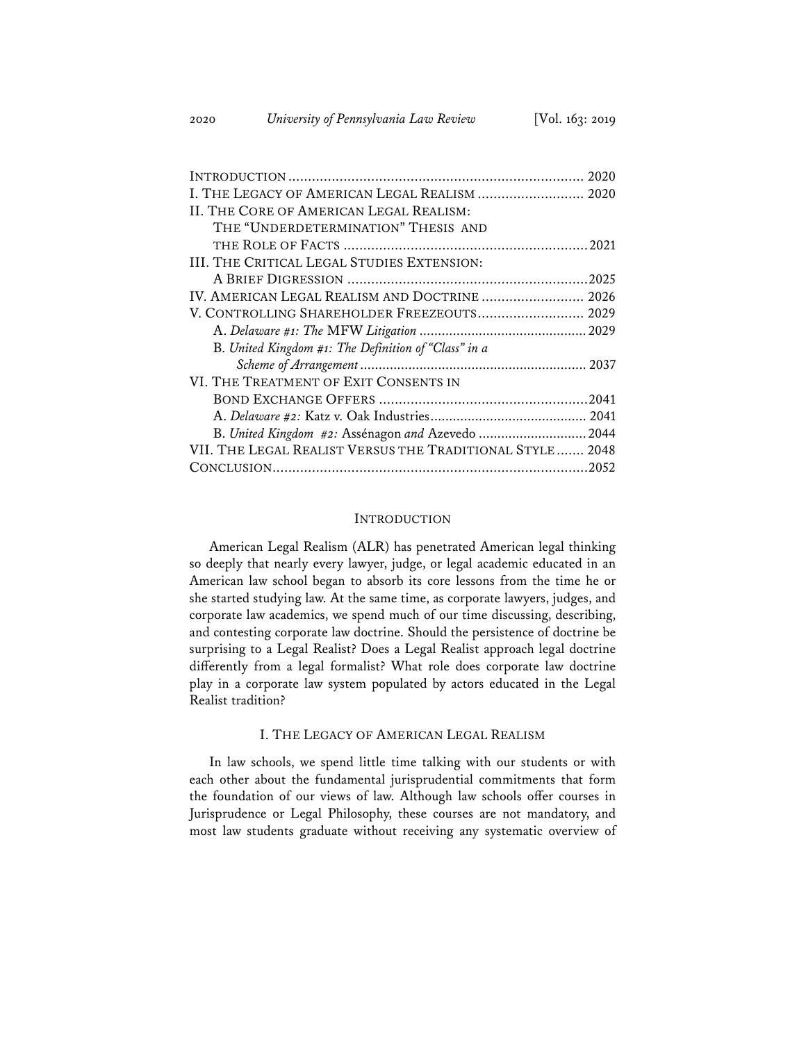| | |
|---|---|
| INTRODUCTION | 2020 |
| I. THE LEGACY OF AMERICAN LEGAL REALISM | 2020 |
| II. THE CORE OF AMERICAN LEGAL REALISM: THE "UNDERDETERMINATION" THESIS AND THE ROLE OF FACTS | 2021 |
| III. THE CRITICAL LEGAL STUDIES EXTENSION: A BRIEF DIGRESSION | 2025 |
| IV. AMERICAN LEGAL REALISM AND DOCTRINE | 2026 |
| V. CONTROLLING SHAREHOLDER FREEZEOUTS | 2029 |
| A. *Delaware #1: The* MFW *Litigation* | 2029 |
| B. *United Kingdom #1: The Definition of "Class" in a Scheme of Arrangement* | 2037 |
| VI. THE TREATMENT OF EXIT CONSENTS IN BOND EXCHANGE OFFERS | 2041 |
| A. *Delaware #2:* Katz v. Oak Industries | 2041 |
| B. *United Kingdom #2:* Assénagon *and* Azevedo | 2044 |
| VII. THE LEGAL REALIST VERSUS THE TRADITIONAL STYLE | 2048 |
| CONCLUSION | 2052 |

## INTRODUCTION

American Legal Realism (ALR) has penetrated American legal thinking so deeply that nearly every lawyer, judge, or legal academic educated in an American law school began to absorb its core lessons from the time he or she started studying law. At the same time, as corporate lawyers, judges, and corporate law academics, we spend much of our time discussing, describing, and contesting corporate law doctrine. Should the persistence of doctrine be surprising to a Legal Realist? Does a Legal Realist approach legal doctrine differently from a legal formalist? What role does corporate law doctrine play in a corporate law system populated by actors educated in the Legal Realist tradition?

## I. THE LEGACY OF AMERICAN LEGAL REALISM

In law schools, we spend little time talking with our students or with each other about the fundamental jurisprudential commitments that form the foundation of our views of law. Although law schools offer courses in Jurisprudence or Legal Philosophy, these courses are not mandatory, and most law students graduate without receiving any systematic overview of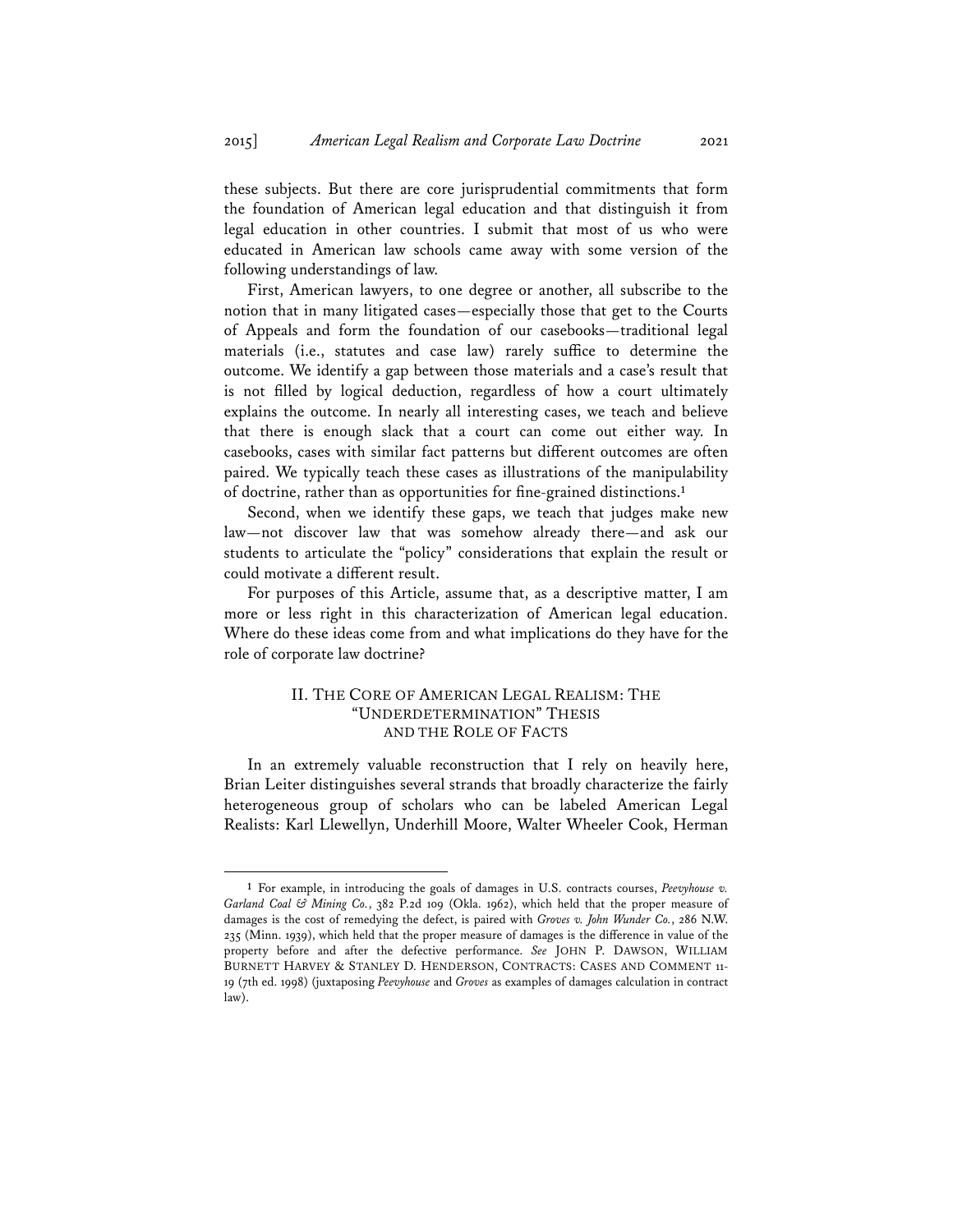these subjects. But there are core jurisprudential commitments that form the foundation of American legal education and that distinguish it from legal education in other countries. I submit that most of us who were educated in American law schools came away with some version of the following understandings of law.

First, American lawyers, to one degree or another, all subscribe to the notion that in many litigated cases—especially those that get to the Courts of Appeals and form the foundation of our casebooks—traditional legal materials (i.e., statutes and case law) rarely suffice to determine the outcome. We identify a gap between those materials and a case's result that is not filled by logical deduction, regardless of how a court ultimately explains the outcome. In nearly all interesting cases, we teach and believe that there is enough slack that a court can come out either way. In casebooks, cases with similar fact patterns but different outcomes are often paired. We typically teach these cases as illustrations of the manipulability of doctrine, rather than as opportunities for fine-grained distinctions.[1]

Second, when we identify these gaps, we teach that judges make new law—not discover law that was somehow already there—and ask our students to articulate the "policy" considerations that explain the result or could motivate a different result.

For purposes of this Article, assume that, as a descriptive matter, I am more or less right in this characterization of American legal education. Where do these ideas come from and what implications do they have for the role of corporate law doctrine?

## II. THE CORE OF AMERICAN LEGAL REALISM: THE "UNDERDETERMINATION" THESIS AND THE ROLE OF FACTS

In an extremely valuable reconstruction that I rely on heavily here, Brian Leiter distinguishes several strands that broadly characterize the fairly heterogeneous group of scholars who can be labeled American Legal Realists: Karl Llewellyn, Underhill Moore, Walter Wheeler Cook, Herman

---

[1] For example, in introducing the goals of damages in U.S. contracts courses, *Peevyhouse v. Garland Coal & Mining Co.*, 382 P.2d 109 (Okla. 1962), which held that the proper measure of damages is the cost of remedying the defect, is paired with *Groves v. John Wunder Co.*, 286 N.W. 235 (Minn. 1939), which held that the proper measure of damages is the difference in value of the property before and after the defective performance. *See* JOHN P. DAWSON, WILLIAM BURNETT HARVEY & STANLEY D. HENDERSON, CONTRACTS: CASES AND COMMENT 11-19 (7th ed. 1998) (juxtaposing *Peevyhouse* and *Groves* as examples of damages calculation in contract law).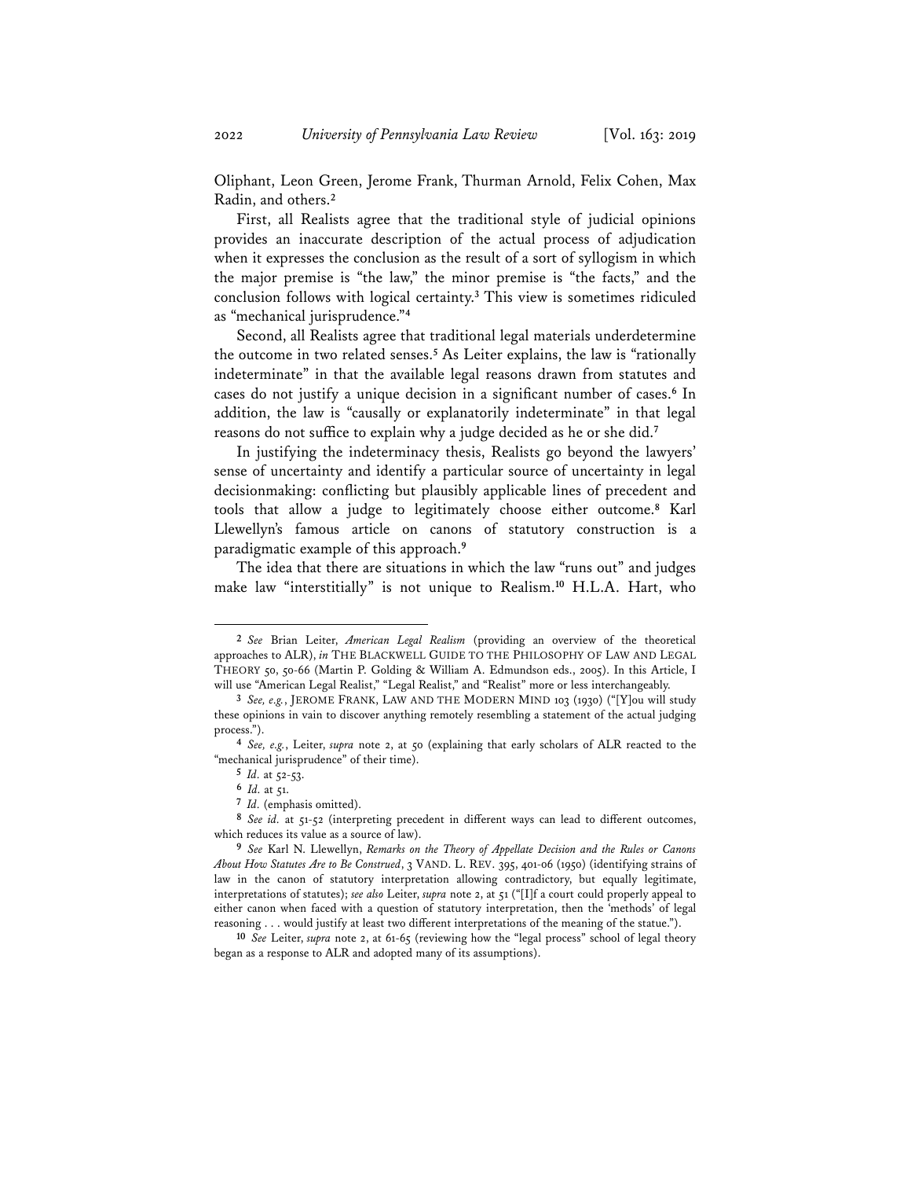Oliphant, Leon Green, Jerome Frank, Thurman Arnold, Felix Cohen, Max Radin, and others.[2]

First, all Realists agree that the traditional style of judicial opinions provides an inaccurate description of the actual process of adjudication when it expresses the conclusion as the result of a sort of syllogism in which the major premise is "the law," the minor premise is "the facts," and the conclusion follows with logical certainty.[3] This view is sometimes ridiculed as "mechanical jurisprudence."[4]

Second, all Realists agree that traditional legal materials underdetermine the outcome in two related senses.[5] As Leiter explains, the law is "rationally indeterminate" in that the available legal reasons drawn from statutes and cases do not justify a unique decision in a significant number of cases.[6] In addition, the law is "causally or explanatorily indeterminate" in that legal reasons do not suffice to explain why a judge decided as he or she did.[7]

In justifying the indeterminacy thesis, Realists go beyond the lawyers' sense of uncertainty and identify a particular source of uncertainty in legal decisionmaking: conflicting but plausibly applicable lines of precedent and tools that allow a judge to legitimately choose either outcome.[8] Karl Llewellyn's famous article on canons of statutory construction is a paradigmatic example of this approach.[9]

The idea that there are situations in which the law "runs out" and judges make law "interstitially" is not unique to Realism.[10] H.L.A. Hart, who

---

[2] *See* Brian Leiter, *American Legal Realism* (providing an overview of the theoretical approaches to ALR), *in* THE BLACKWELL GUIDE TO THE PHILOSOPHY OF LAW AND LEGAL THEORY 50, 50-66 (Martin P. Golding & William A. Edmundson eds., 2005). In this Article, I will use "American Legal Realist," "Legal Realist," and "Realist" more or less interchangeably.

[3] *See, e.g.*, JEROME FRANK, LAW AND THE MODERN MIND 103 (1930) ("[Y]ou will study these opinions in vain to discover anything remotely resembling a statement of the actual judging process.").

[4] *See, e.g.*, Leiter, *supra* note 2, at 50 (explaining that early scholars of ALR reacted to the "mechanical jurisprudence" of their time).

[5] *Id.* at 52-53.

[6] *Id.* at 51.

[7] *Id.* (emphasis omitted).

[8] *See id.* at 51-52 (interpreting precedent in different ways can lead to different outcomes, which reduces its value as a source of law).

[9] *See* Karl N. Llewellyn, *Remarks on the Theory of Appellate Decision and the Rules or Canons About How Statutes Are to Be Construed*, 3 VAND. L. REV. 395, 401-06 (1950) (identifying strains of law in the canon of statutory interpretation allowing contradictory, but equally legitimate, interpretations of statutes); *see also* Leiter, *supra* note 2, at 51 ("[I]f a court could properly appeal to either canon when faced with a question of statutory interpretation, then the 'methods' of legal reasoning . . . would justify at least two different interpretations of the meaning of the statue.").

[10] *See* Leiter, *supra* note 2, at 61-65 (reviewing how the "legal process" school of legal theory began as a response to ALR and adopted many of its assumptions).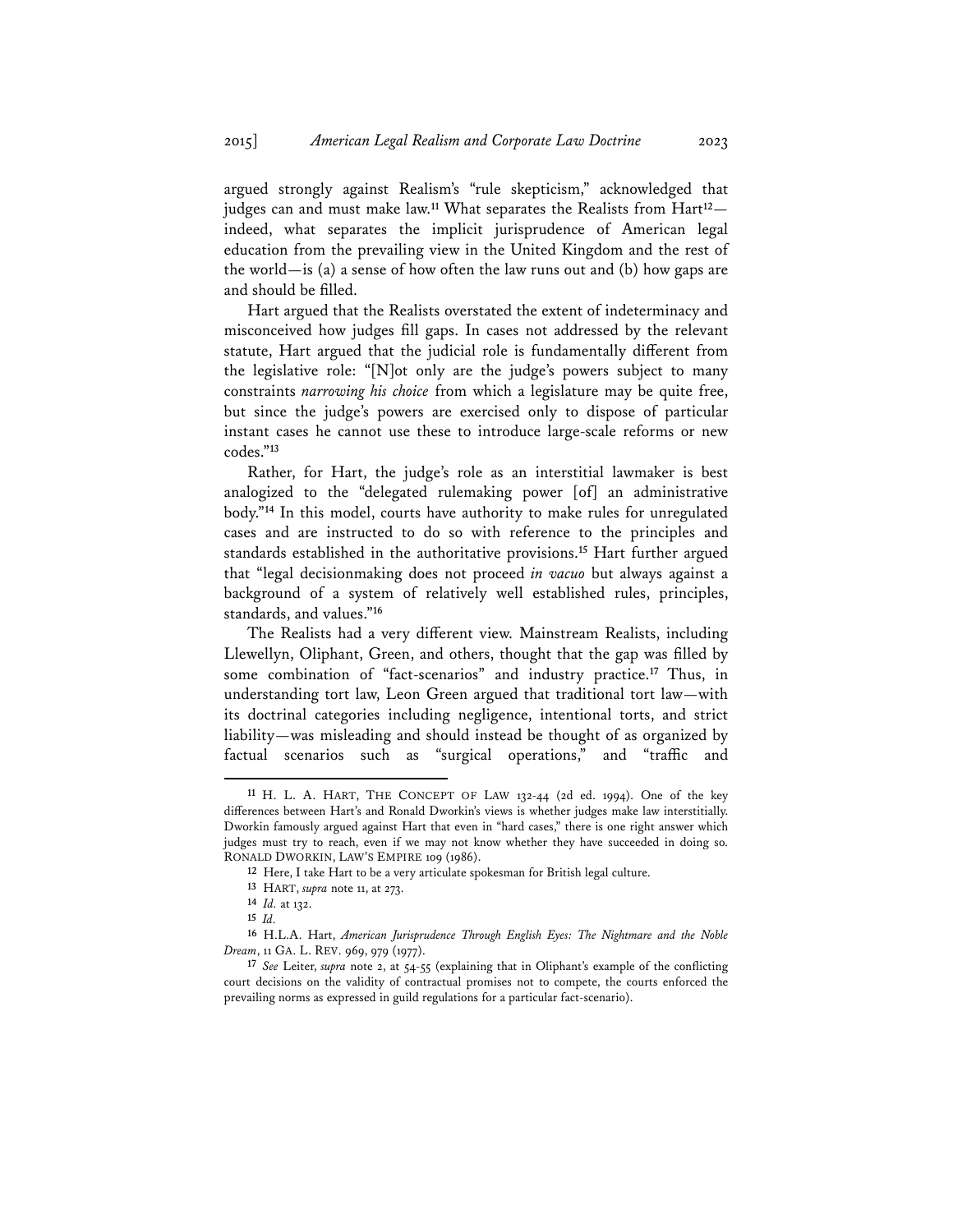argued strongly against Realism's "rule skepticism," acknowledged that judges can and must make law.[11] What separates the Realists from Hart[12]—indeed, what separates the implicit jurisprudence of American legal education from the prevailing view in the United Kingdom and the rest of the world—is (a) a sense of how often the law runs out and (b) how gaps are and should be filled.

Hart argued that the Realists overstated the extent of indeterminacy and misconceived how judges fill gaps. In cases not addressed by the relevant statute, Hart argued that the judicial role is fundamentally different from the legislative role: "[N]ot only are the judge's powers subject to many constraints *narrowing his choice* from which a legislature may be quite free, but since the judge's powers are exercised only to dispose of particular instant cases he cannot use these to introduce large-scale reforms or new codes."[13]

Rather, for Hart, the judge's role as an interstitial lawmaker is best analogized to the "delegated rulemaking power [of] an administrative body."[14] In this model, courts have authority to make rules for unregulated cases and are instructed to do so with reference to the principles and standards established in the authoritative provisions.[15] Hart further argued that "legal decisionmaking does not proceed *in vacuo* but always against a background of a system of relatively well established rules, principles, standards, and values."[16]

The Realists had a very different view. Mainstream Realists, including Llewellyn, Oliphant, Green, and others, thought that the gap was filled by some combination of "fact-scenarios" and industry practice.[17] Thus, in understanding tort law, Leon Green argued that traditional tort law—with its doctrinal categories including negligence, intentional torts, and strict liability—was misleading and should instead be thought of as organized by factual scenarios such as "surgical operations," and "traffic and

---

[11] H. L. A. HART, THE CONCEPT OF LAW 132-44 (2d ed. 1994). One of the key differences between Hart's and Ronald Dworkin's views is whether judges make law interstitially. Dworkin famously argued against Hart that even in "hard cases," there is one right answer which judges must try to reach, even if we may not know whether they have succeeded in doing so. RONALD DWORKIN, LAW'S EMPIRE 109 (1986).

[12] Here, I take Hart to be a very articulate spokesman for British legal culture.

[13] HART, *supra* note 11, at 273.

[14] *Id.* at 132.

[15] *Id.*

[16] H.L.A. Hart, *American Jurisprudence Through English Eyes: The Nightmare and the Noble Dream*, 11 GA. L. REV. 969, 979 (1977).

[17] *See* Leiter, *supra* note 2, at 54-55 (explaining that in Oliphant's example of the conflicting court decisions on the validity of contractual promises not to compete, the courts enforced the prevailing norms as expressed in guild regulations for a particular fact-scenario).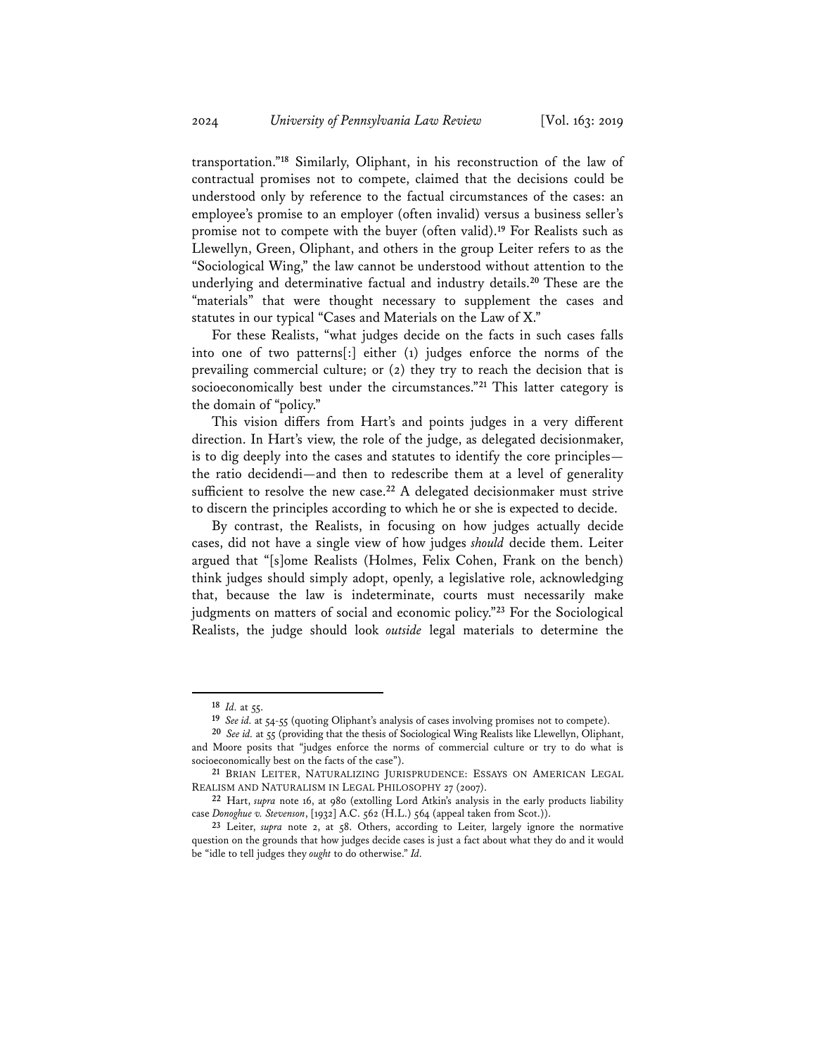transportation."[18] Similarly, Oliphant, in his reconstruction of the law of contractual promises not to compete, claimed that the decisions could be understood only by reference to the factual circumstances of the cases: an employee's promise to an employer (often invalid) versus a business seller's promise not to compete with the buyer (often valid).[19] For Realists such as Llewellyn, Green, Oliphant, and others in the group Leiter refers to as the "Sociological Wing," the law cannot be understood without attention to the underlying and determinative factual and industry details.[20] These are the "materials" that were thought necessary to supplement the cases and statutes in our typical "Cases and Materials on the Law of X."

For these Realists, "what judges decide on the facts in such cases falls into one of two patterns[:] either (1) judges enforce the norms of the prevailing commercial culture; or (2) they try to reach the decision that is socioeconomically best under the circumstances."[21] This latter category is the domain of "policy."

This vision differs from Hart's and points judges in a very different direction. In Hart's view, the role of the judge, as delegated decisionmaker, is to dig deeply into the cases and statutes to identify the core principles—the ratio decidendi—and then to redescribe them at a level of generality sufficient to resolve the new case.[22] A delegated decisionmaker must strive to discern the principles according to which he or she is expected to decide.

By contrast, the Realists, in focusing on how judges actually decide cases, did not have a single view of how judges *should* decide them. Leiter argued that "[s]ome Realists (Holmes, Felix Cohen, Frank on the bench) think judges should simply adopt, openly, a legislative role, acknowledging that, because the law is indeterminate, courts must necessarily make judgments on matters of social and economic policy."[23] For the Sociological Realists, the judge should look *outside* legal materials to determine the

---

[18] *Id.* at 55.

[19] *See id.* at 54-55 (quoting Oliphant's analysis of cases involving promises not to compete).

[20] *See id.* at 55 (providing that the thesis of Sociological Wing Realists like Llewellyn, Oliphant, and Moore posits that "judges enforce the norms of commercial culture or try to do what is socioeconomically best on the facts of the case").

[21] BRIAN LEITER, NATURALIZING JURISPRUDENCE: ESSAYS ON AMERICAN LEGAL REALISM AND NATURALISM IN LEGAL PHILOSOPHY 27 (2007).

[22] Hart, *supra* note 16, at 980 (extolling Lord Atkin's analysis in the early products liability case *Donoghue v. Stevenson*, [1932] A.C. 562 (H.L.) 564 (appeal taken from Scot.)).

[23] Leiter, *supra* note 2, at 58. Others, according to Leiter, largely ignore the normative question on the grounds that how judges decide cases is just a fact about what they do and it would be "idle to tell judges they *ought* to do otherwise." *Id.*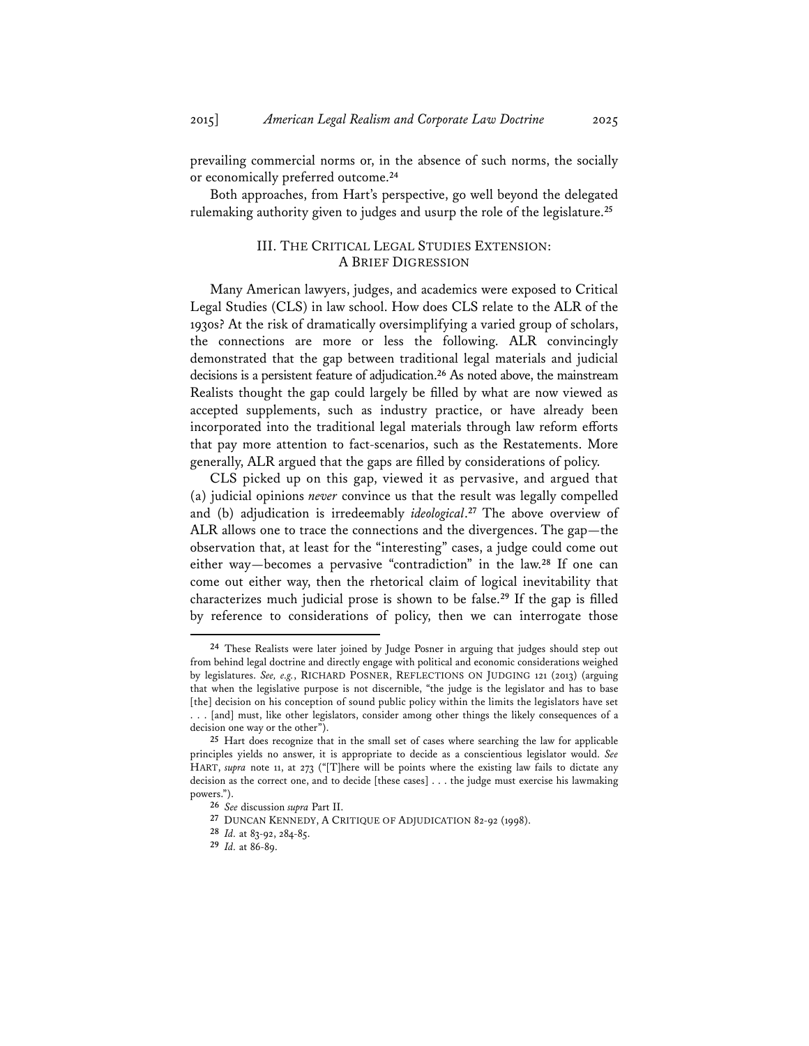prevailing commercial norms or, in the absence of such norms, the socially or economically preferred outcome.[24]

Both approaches, from Hart's perspective, go well beyond the delegated rulemaking authority given to judges and usurp the role of the legislature.[25]

## III. THE CRITICAL LEGAL STUDIES EXTENSION: A BRIEF DIGRESSION

Many American lawyers, judges, and academics were exposed to Critical Legal Studies (CLS) in law school. How does CLS relate to the ALR of the 1930s? At the risk of dramatically oversimplifying a varied group of scholars, the connections are more or less the following. ALR convincingly demonstrated that the gap between traditional legal materials and judicial decisions is a persistent feature of adjudication.[26] As noted above, the mainstream Realists thought the gap could largely be filled by what are now viewed as accepted supplements, such as industry practice, or have already been incorporated into the traditional legal materials through law reform efforts that pay more attention to fact-scenarios, such as the Restatements. More generally, ALR argued that the gaps are filled by considerations of policy.

CLS picked up on this gap, viewed it as pervasive, and argued that (a) judicial opinions *never* convince us that the result was legally compelled and (b) adjudication is irredeemably *ideological*.[27] The above overview of ALR allows one to trace the connections and the divergences. The gap—the observation that, at least for the "interesting" cases, a judge could come out either way—becomes a pervasive "contradiction" in the law.[28] If one can come out either way, then the rhetorical claim of logical inevitability that characterizes much judicial prose is shown to be false.[29] If the gap is filled by reference to considerations of policy, then we can interrogate those

---

[24] These Realists were later joined by Judge Posner in arguing that judges should step out from behind legal doctrine and directly engage with political and economic considerations weighed by legislatures. *See, e.g.*, RICHARD POSNER, REFLECTIONS ON JUDGING 121 (2013) (arguing that when the legislative purpose is not discernible, "the judge is the legislator and has to base [the] decision on his conception of sound public policy within the limits the legislators have set . . . [and] must, like other legislators, consider among other things the likely consequences of a decision one way or the other").

[25] Hart does recognize that in the small set of cases where searching the law for applicable principles yields no answer, it is appropriate to decide as a conscientious legislator would. *See* HART, *supra* note 11, at 273 ("[T]here will be points where the existing law fails to dictate any decision as the correct one, and to decide [these cases] . . . the judge must exercise his lawmaking powers.").

[26] *See* discussion *supra* Part II.

[27] DUNCAN KENNEDY, A CRITIQUE OF ADJUDICATION 82-92 (1998).

[28] *Id.* at 83-92, 284-85.

[29] *Id.* at 86-89.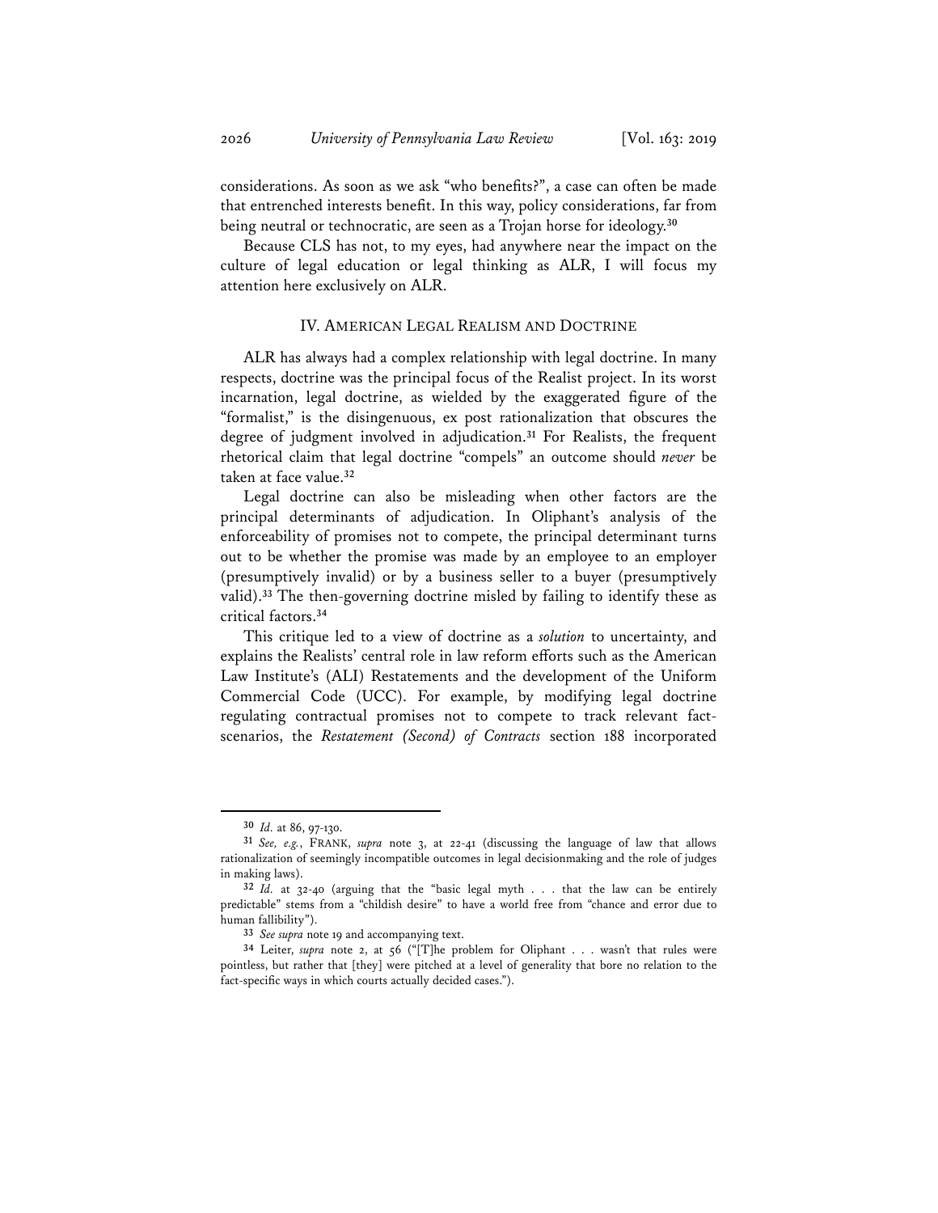considerations. As soon as we ask "who benefits?", a case can often be made that entrenched interests benefit. In this way, policy considerations, far from being neutral or technocratic, are seen as a Trojan horse for ideology.[30]

Because CLS has not, to my eyes, had anywhere near the impact on the culture of legal education or legal thinking as ALR, I will focus my attention here exclusively on ALR.

## IV. American Legal Realism and Doctrine

ALR has always had a complex relationship with legal doctrine. In many respects, doctrine was the principal focus of the Realist project. In its worst incarnation, legal doctrine, as wielded by the exaggerated figure of the "formalist," is the disingenuous, ex post rationalization that obscures the degree of judgment involved in adjudication.[31] For Realists, the frequent rhetorical claim that legal doctrine "compels" an outcome should *never* be taken at face value.[32]

Legal doctrine can also be misleading when other factors are the principal determinants of adjudication. In Oliphant's analysis of the enforceability of promises not to compete, the principal determinant turns out to be whether the promise was made by an employee to an employer (presumptively invalid) or by a business seller to a buyer (presumptively valid).[33] The then-governing doctrine misled by failing to identify these as critical factors.[34]

This critique led to a view of doctrine as a *solution* to uncertainty, and explains the Realists' central role in law reform efforts such as the American Law Institute's (ALI) Restatements and the development of the Uniform Commercial Code (UCC). For example, by modifying legal doctrine regulating contractual promises not to compete to track relevant fact-scenarios, the *Restatement (Second) of Contracts* section 188 incorporated

---

[30] *Id.* at 86, 97-130.

[31] *See, e.g.*, Frank, *supra* note 3, at 22-41 (discussing the language of law that allows rationalization of seemingly incompatible outcomes in legal decisionmaking and the role of judges in making laws).

[32] *Id.* at 32-40 (arguing that the "basic legal myth . . . that the law can be entirely predictable" stems from a "childish desire" to have a world free from "chance and error due to human fallibility").

[33] *See supra* note 19 and accompanying text.

[34] Leiter, *supra* note 2, at 56 ("[T]he problem for Oliphant . . . wasn't that rules were pointless, but rather that [they] were pitched at a level of generality that bore no relation to the fact-specific ways in which courts actually decided cases.").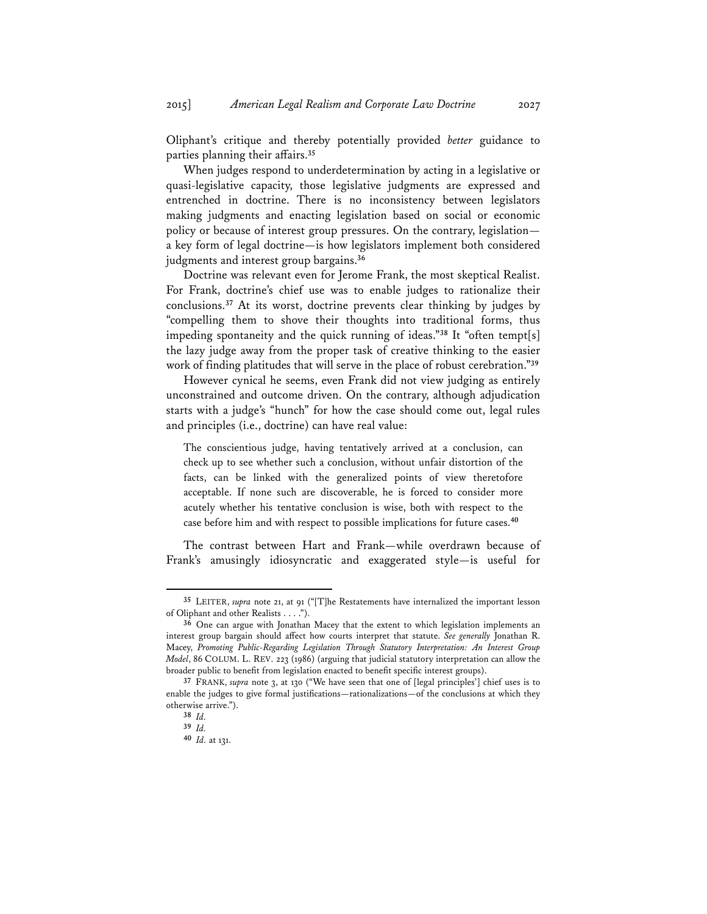Oliphant's critique and thereby potentially provided *better* guidance to parties planning their affairs.[35]

When judges respond to underdetermination by acting in a legislative or quasi-legislative capacity, those legislative judgments are expressed and entrenched in doctrine. There is no inconsistency between legislators making judgments and enacting legislation based on social or economic policy or because of interest group pressures. On the contrary, legislation—a key form of legal doctrine—is how legislators implement both considered judgments and interest group bargains.[36]

Doctrine was relevant even for Jerome Frank, the most skeptical Realist. For Frank, doctrine's chief use was to enable judges to rationalize their conclusions.[37] At its worst, doctrine prevents clear thinking by judges by "compelling them to shove their thoughts into traditional forms, thus impeding spontaneity and the quick running of ideas."[38] It "often tempt[s] the lazy judge away from the proper task of creative thinking to the easier work of finding platitudes that will serve in the place of robust cerebration."[39]

However cynical he seems, even Frank did not view judging as entirely unconstrained and outcome driven. On the contrary, although adjudication starts with a judge's "hunch" for how the case should come out, legal rules and principles (i.e., doctrine) can have real value:

> The conscientious judge, having tentatively arrived at a conclusion, can check up to see whether such a conclusion, without unfair distortion of the facts, can be linked with the generalized points of view theretofore acceptable. If none such are discoverable, he is forced to consider more acutely whether his tentative conclusion is wise, both with respect to the case before him and with respect to possible implications for future cases.[40]

The contrast between Hart and Frank—while overdrawn because of Frank's amusingly idiosyncratic and exaggerated style—is useful for

---

[35] LEITER, *supra* note 21, at 91 ("[T]he Restatements have internalized the important lesson of Oliphant and other Realists . . . .").

[36] One can argue with Jonathan Macey that the extent to which legislation implements an interest group bargain should affect how courts interpret that statute. *See generally* Jonathan R. Macey, *Promoting Public-Regarding Legislation Through Statutory Interpretation: An Interest Group Model*, 86 COLUM. L. REV. 223 (1986) (arguing that judicial statutory interpretation can allow the broader public to benefit from legislation enacted to benefit specific interest groups).

[37] FRANK, *supra* note 3, at 130 ("We have seen that one of [legal principles'] chief uses is to enable the judges to give formal justifications—rationalizations—of the conclusions at which they otherwise arrive.").

[38] *Id.*

[39] *Id.*

[40] *Id.* at 131.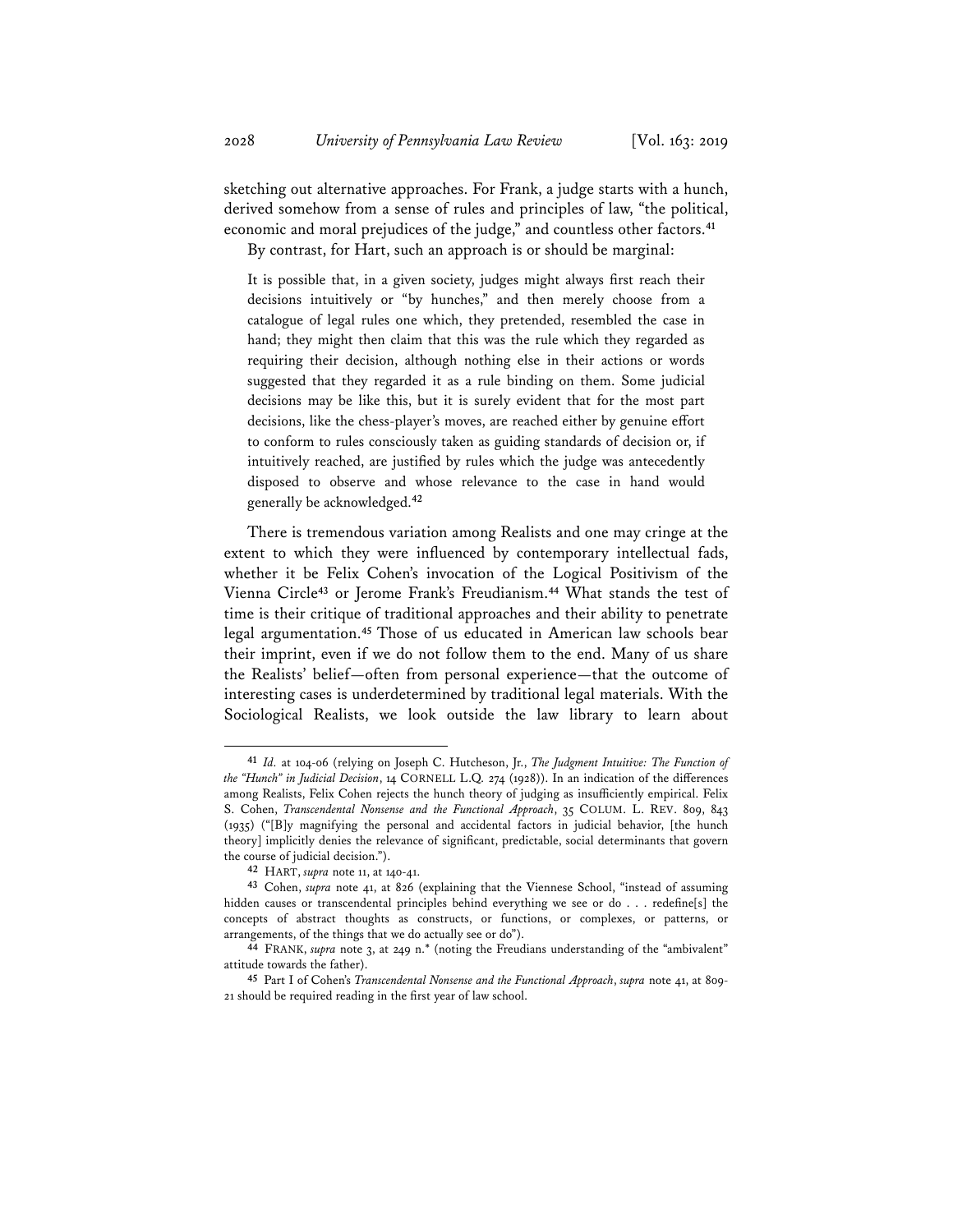sketching out alternative approaches. For Frank, a judge starts with a hunch, derived somehow from a sense of rules and principles of law, "the political, economic and moral prejudices of the judge," and countless other factors.[41]

By contrast, for Hart, such an approach is or should be marginal:

> It is possible that, in a given society, judges might always first reach their decisions intuitively or "by hunches," and then merely choose from a catalogue of legal rules one which, they pretended, resembled the case in hand; they might then claim that this was the rule which they regarded as requiring their decision, although nothing else in their actions or words suggested that they regarded it as a rule binding on them. Some judicial decisions may be like this, but it is surely evident that for the most part decisions, like the chess-player's moves, are reached either by genuine effort to conform to rules consciously taken as guiding standards of decision or, if intuitively reached, are justified by rules which the judge was antecedently disposed to observe and whose relevance to the case in hand would generally be acknowledged.[42]

There is tremendous variation among Realists and one may cringe at the extent to which they were influenced by contemporary intellectual fads, whether it be Felix Cohen's invocation of the Logical Positivism of the Vienna Circle[43] or Jerome Frank's Freudianism.[44] What stands the test of time is their critique of traditional approaches and their ability to penetrate legal argumentation.[45] Those of us educated in American law schools bear their imprint, even if we do not follow them to the end. Many of us share the Realists' belief—often from personal experience—that the outcome of interesting cases is underdetermined by traditional legal materials. With the Sociological Realists, we look outside the law library to learn about

---

[41] *Id.* at 104-06 (relying on Joseph C. Hutcheson, Jr., *The Judgment Intuitive: The Function of the "Hunch" in Judicial Decision*, 14 CORNELL L.Q. 274 (1928)). In an indication of the differences among Realists, Felix Cohen rejects the hunch theory of judging as insufficiently empirical. Felix S. Cohen, *Transcendental Nonsense and the Functional Approach*, 35 COLUM. L. REV. 809, 843 (1935) ("[B]y magnifying the personal and accidental factors in judicial behavior, [the hunch theory] implicitly denies the relevance of significant, predictable, social determinants that govern the course of judicial decision.").

[42] HART, *supra* note 11, at 140-41.

[43] Cohen, *supra* note 41, at 826 (explaining that the Viennese School, "instead of assuming hidden causes or transcendental principles behind everything we see or do . . . redefine[s] the concepts of abstract thoughts as constructs, or functions, or complexes, or patterns, or arrangements, of the things that we do actually see or do").

[44] FRANK, *supra* note 3, at 249 n.* (noting the Freudians understanding of the "ambivalent" attitude towards the father).

[45] Part I of Cohen's *Transcendental Nonsense and the Functional Approach*, *supra* note 41, at 809-21 should be required reading in the first year of law school.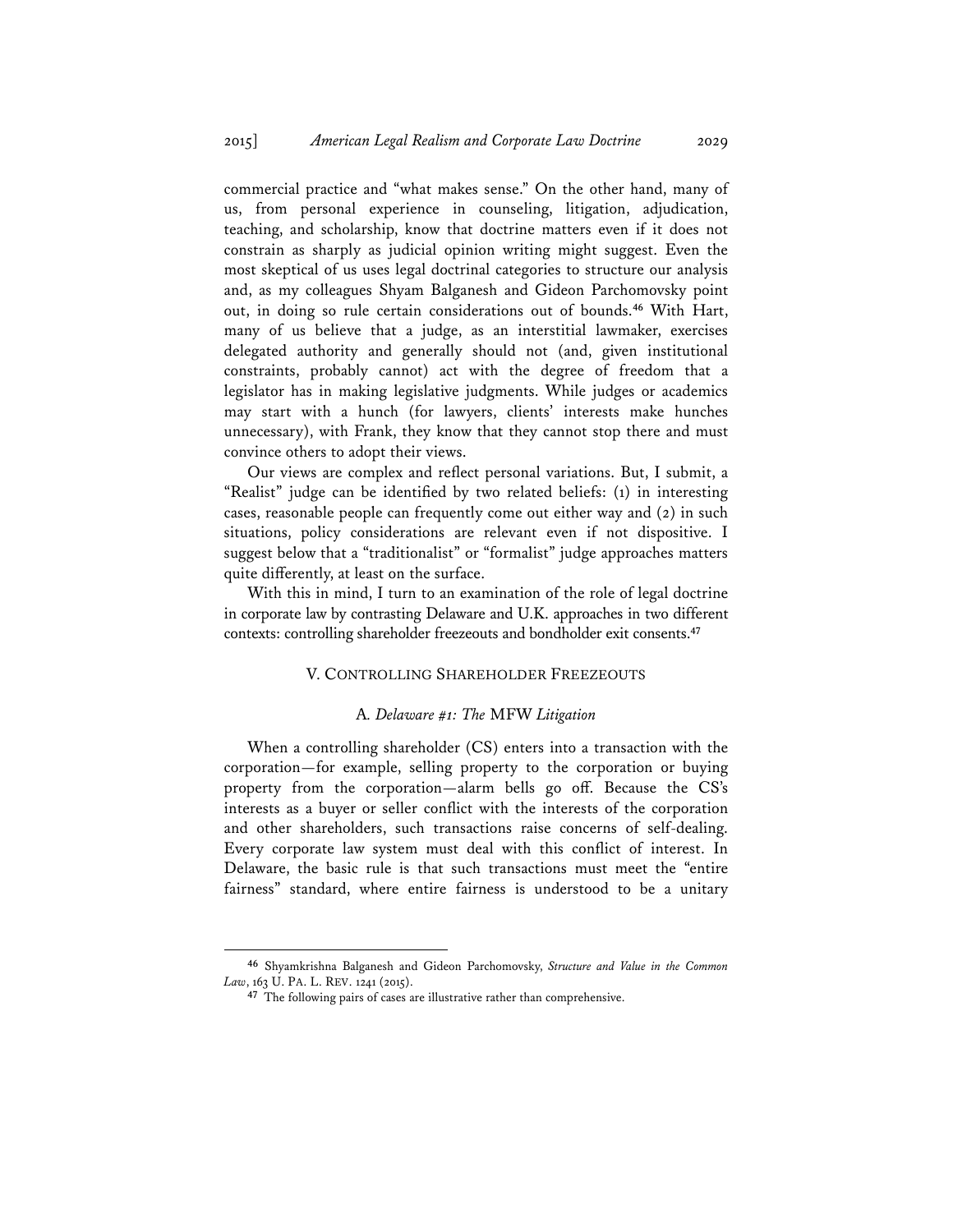commercial practice and "what makes sense." On the other hand, many of us, from personal experience in counseling, litigation, adjudication, teaching, and scholarship, know that doctrine matters even if it does not constrain as sharply as judicial opinion writing might suggest. Even the most skeptical of us uses legal doctrinal categories to structure our analysis and, as my colleagues Shyam Balganesh and Gideon Parchomovsky point out, in doing so rule certain considerations out of bounds.[46] With Hart, many of us believe that a judge, as an interstitial lawmaker, exercises delegated authority and generally should not (and, given institutional constraints, probably cannot) act with the degree of freedom that a legislator has in making legislative judgments. While judges or academics may start with a hunch (for lawyers, clients' interests make hunches unnecessary), with Frank, they know that they cannot stop there and must convince others to adopt their views.

Our views are complex and reflect personal variations. But, I submit, a "Realist" judge can be identified by two related beliefs: (1) in interesting cases, reasonable people can frequently come out either way and (2) in such situations, policy considerations are relevant even if not dispositive. I suggest below that a "traditionalist" or "formalist" judge approaches matters quite differently, at least on the surface.

With this in mind, I turn to an examination of the role of legal doctrine in corporate law by contrasting Delaware and U.K. approaches in two different contexts: controlling shareholder freezeouts and bondholder exit consents.[47]

## V. CONTROLLING SHAREHOLDER FREEZEOUTS

### A. *Delaware #1: The* MFW *Litigation*

When a controlling shareholder (CS) enters into a transaction with the corporation—for example, selling property to the corporation or buying property from the corporation—alarm bells go off. Because the CS's interests as a buyer or seller conflict with the interests of the corporation and other shareholders, such transactions raise concerns of self-dealing. Every corporate law system must deal with this conflict of interest. In Delaware, the basic rule is that such transactions must meet the "entire fairness" standard, where entire fairness is understood to be a unitary

---

[46] Shyamkrishna Balganesh and Gideon Parchomovsky, *Structure and Value in the Common Law*, 163 U. PA. L. REV. 1241 (2015).

[47] The following pairs of cases are illustrative rather than comprehensive.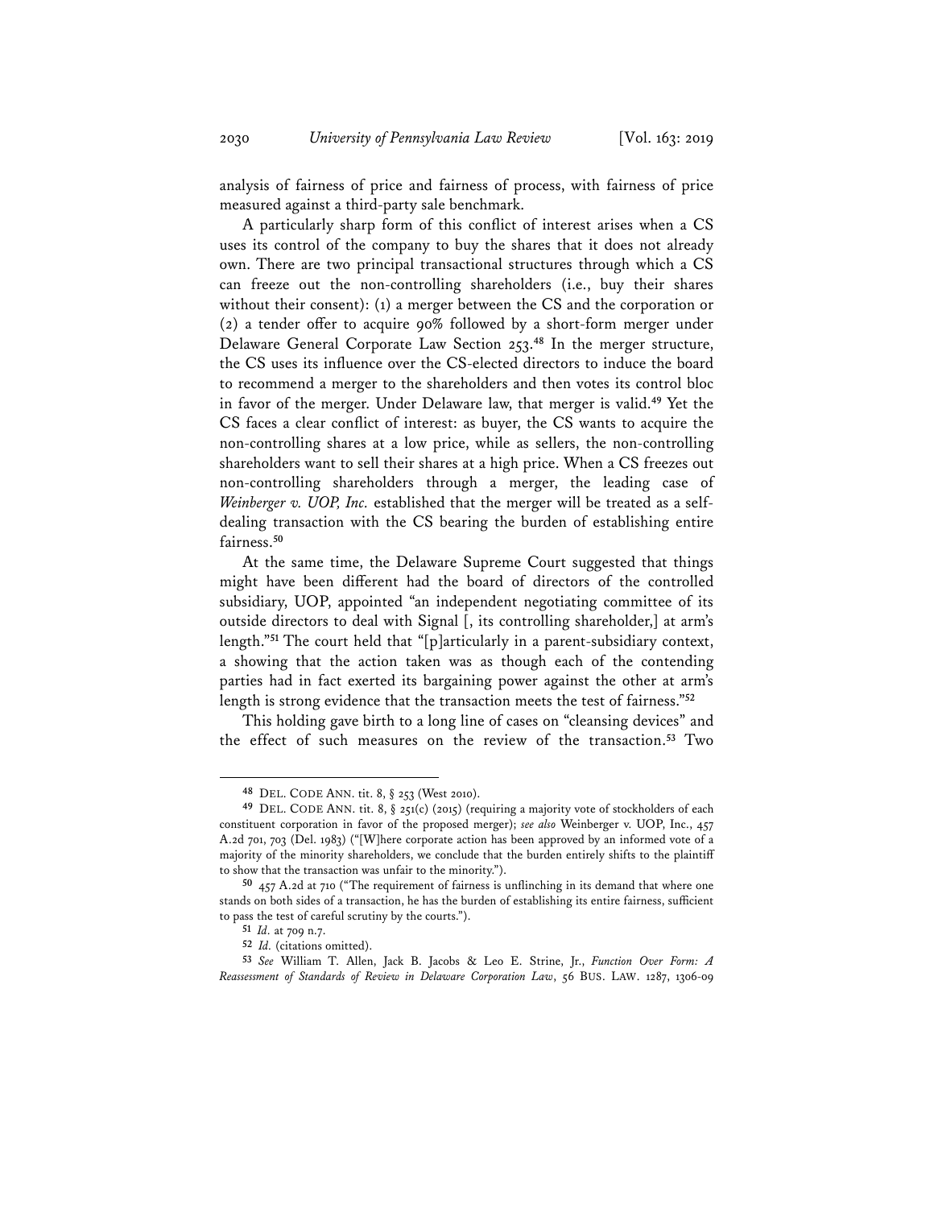analysis of fairness of price and fairness of process, with fairness of price measured against a third-party sale benchmark.

A particularly sharp form of this conflict of interest arises when a CS uses its control of the company to buy the shares that it does not already own. There are two principal transactional structures through which a CS can freeze out the non-controlling shareholders (i.e., buy their shares without their consent): (1) a merger between the CS and the corporation or (2) a tender offer to acquire 90% followed by a short-form merger under Delaware General Corporate Law Section 253.[48] In the merger structure, the CS uses its influence over the CS-elected directors to induce the board to recommend a merger to the shareholders and then votes its control bloc in favor of the merger. Under Delaware law, that merger is valid.[49] Yet the CS faces a clear conflict of interest: as buyer, the CS wants to acquire the non-controlling shares at a low price, while as sellers, the non-controlling shareholders want to sell their shares at a high price. When a CS freezes out non-controlling shareholders through a merger, the leading case of *Weinberger v. UOP, Inc.* established that the merger will be treated as a self-dealing transaction with the CS bearing the burden of establishing entire fairness.[50]

At the same time, the Delaware Supreme Court suggested that things might have been different had the board of directors of the controlled subsidiary, UOP, appointed "an independent negotiating committee of its outside directors to deal with Signal [, its controlling shareholder,] at arm's length."[51] The court held that "[p]articularly in a parent-subsidiary context, a showing that the action taken was as though each of the contending parties had in fact exerted its bargaining power against the other at arm's length is strong evidence that the transaction meets the test of fairness."[52]

This holding gave birth to a long line of cases on "cleansing devices" and the effect of such measures on the review of the transaction.[53] Two

---

[48] DEL. CODE ANN. tit. 8, § 253 (West 2010).

[49] DEL. CODE ANN. tit. 8, § 251(c) (2015) (requiring a majority vote of stockholders of each constituent corporation in favor of the proposed merger); *see also* Weinberger v. UOP, Inc., 457 A.2d 701, 703 (Del. 1983) ("[W]here corporate action has been approved by an informed vote of a majority of the minority shareholders, we conclude that the burden entirely shifts to the plaintiff to show that the transaction was unfair to the minority.").

[50] 457 A.2d at 710 ("The requirement of fairness is unflinching in its demand that where one stands on both sides of a transaction, he has the burden of establishing its entire fairness, sufficient to pass the test of careful scrutiny by the courts.").

[51] *Id.* at 709 n.7.

[52] *Id.* (citations omitted).

[53] *See* William T. Allen, Jack B. Jacobs & Leo E. Strine, Jr., *Function Over Form: A Reassessment of Standards of Review in Delaware Corporation Law*, 56 BUS. LAW. 1287, 1306-09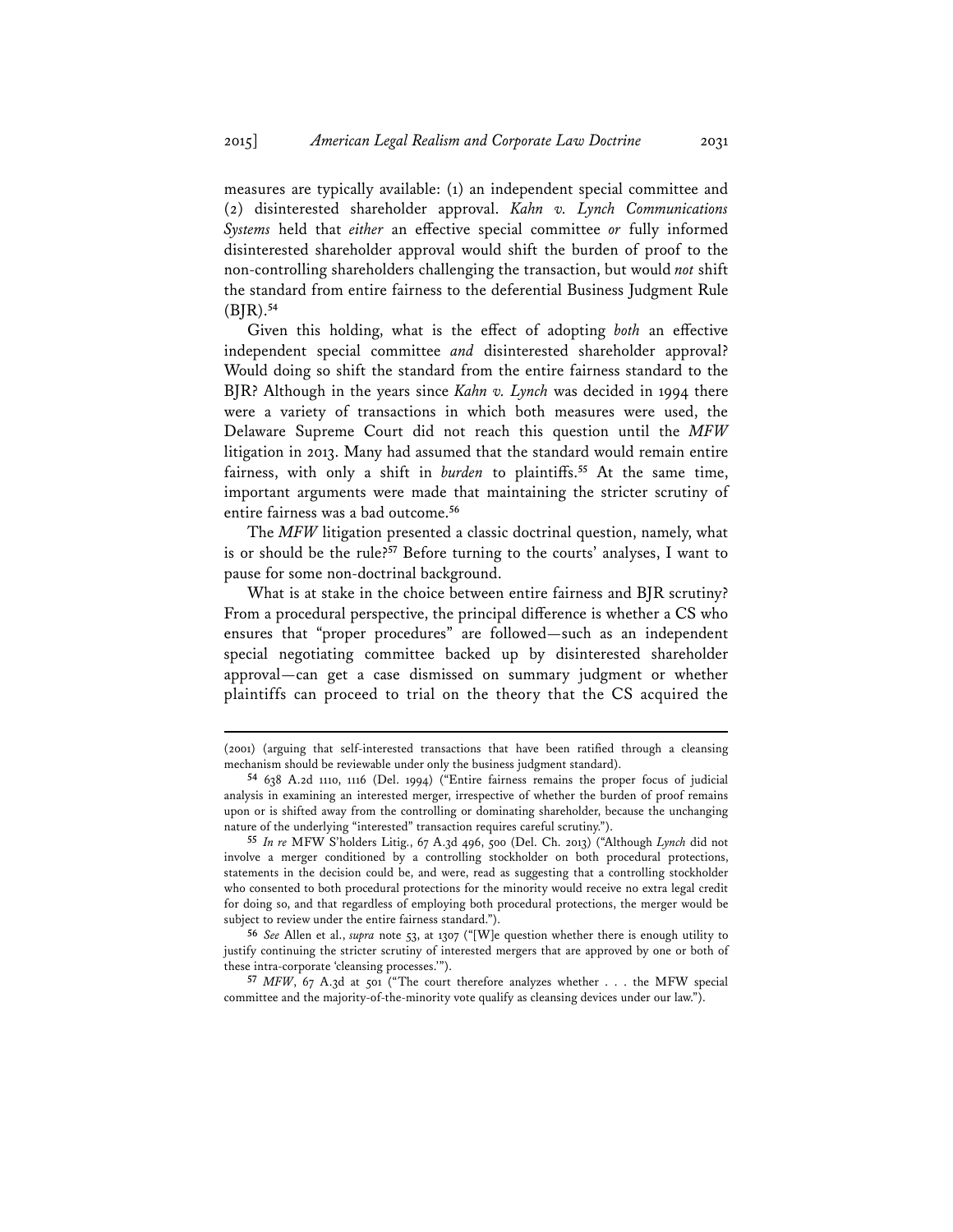measures are typically available: (1) an independent special committee and (2) disinterested shareholder approval. *Kahn v. Lynch Communications Systems* held that *either* an effective special committee *or* fully informed disinterested shareholder approval would shift the burden of proof to the non-controlling shareholders challenging the transaction, but would *not* shift the standard from entire fairness to the deferential Business Judgment Rule (BJR).[54]

Given this holding, what is the effect of adopting *both* an effective independent special committee *and* disinterested shareholder approval? Would doing so shift the standard from the entire fairness standard to the BJR? Although in the years since *Kahn v. Lynch* was decided in 1994 there were a variety of transactions in which both measures were used, the Delaware Supreme Court did not reach this question until the *MFW* litigation in 2013. Many had assumed that the standard would remain entire fairness, with only a shift in *burden* to plaintiffs.[55] At the same time, important arguments were made that maintaining the stricter scrutiny of entire fairness was a bad outcome.[56]

The *MFW* litigation presented a classic doctrinal question, namely, what is or should be the rule?[57] Before turning to the courts' analyses, I want to pause for some non-doctrinal background.

What is at stake in the choice between entire fairness and BJR scrutiny? From a procedural perspective, the principal difference is whether a CS who ensures that "proper procedures" are followed—such as an independent special negotiating committee backed up by disinterested shareholder approval—can get a case dismissed on summary judgment or whether plaintiffs can proceed to trial on the theory that the CS acquired the

---

(2001) (arguing that self-interested transactions that have been ratified through a cleansing mechanism should be reviewable under only the business judgment standard).

54 638 A.2d 1110, 1116 (Del. 1994) ("Entire fairness remains the proper focus of judicial analysis in examining an interested merger, irrespective of whether the burden of proof remains upon or is shifted away from the controlling or dominating shareholder, because the unchanging nature of the underlying "interested" transaction requires careful scrutiny.").

55 *In re* MFW S'holders Litig., 67 A.3d 496, 500 (Del. Ch. 2013) ("Although *Lynch* did not involve a merger conditioned by a controlling stockholder on both procedural protections, statements in the decision could be, and were, read as suggesting that a controlling stockholder who consented to both procedural protections for the minority would receive no extra legal credit for doing so, and that regardless of employing both procedural protections, the merger would be subject to review under the entire fairness standard.").

56 *See* Allen et al., *supra* note 53, at 1307 ("[W]e question whether there is enough utility to justify continuing the stricter scrutiny of interested mergers that are approved by one or both of these intra-corporate 'cleansing processes.'").

57 *MFW*, 67 A.3d at 501 ("The court therefore analyzes whether . . . the MFW special committee and the majority-of-the-minority vote qualify as cleansing devices under our law.").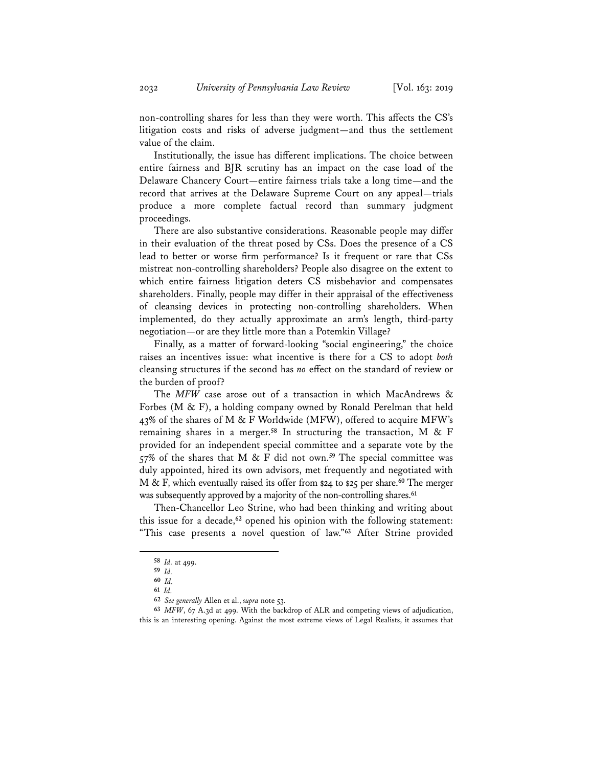non-controlling shares for less than they were worth. This affects the CS's litigation costs and risks of adverse judgment—and thus the settlement value of the claim.

Institutionally, the issue has different implications. The choice between entire fairness and BJR scrutiny has an impact on the case load of the Delaware Chancery Court—entire fairness trials take a long time—and the record that arrives at the Delaware Supreme Court on any appeal—trials produce a more complete factual record than summary judgment proceedings.

There are also substantive considerations. Reasonable people may differ in their evaluation of the threat posed by CSs. Does the presence of a CS lead to better or worse firm performance? Is it frequent or rare that CSs mistreat non-controlling shareholders? People also disagree on the extent to which entire fairness litigation deters CS misbehavior and compensates shareholders. Finally, people may differ in their appraisal of the effectiveness of cleansing devices in protecting non-controlling shareholders. When implemented, do they actually approximate an arm's length, third-party negotiation—or are they little more than a Potemkin Village?

Finally, as a matter of forward-looking "social engineering," the choice raises an incentives issue: what incentive is there for a CS to adopt *both* cleansing structures if the second has *no* effect on the standard of review or the burden of proof?

The *MFW* case arose out of a transaction in which MacAndrews & Forbes (M & F), a holding company owned by Ronald Perelman that held 43% of the shares of M & F Worldwide (MFW), offered to acquire MFW's remaining shares in a merger.[58] In structuring the transaction, M & F provided for an independent special committee and a separate vote by the 57% of the shares that M & F did not own.[59] The special committee was duly appointed, hired its own advisors, met frequently and negotiated with M & F, which eventually raised its offer from $24 to $25 per share.[60] The merger was subsequently approved by a majority of the non-controlling shares.[61]

Then-Chancellor Leo Strine, who had been thinking and writing about this issue for a decade,[62] opened his opinion with the following statement: "This case presents a novel question of law."[63] After Strine provided

58 *Id.* at 499.

59 *Id.*

60 *Id.*

61 *Id.*

62 *See generally* Allen et al., *supra* note 53.

63 *MFW*, 67 A.3d at 499. With the backdrop of ALR and competing views of adjudication, this is an interesting opening. Against the most extreme views of Legal Realists, it assumes that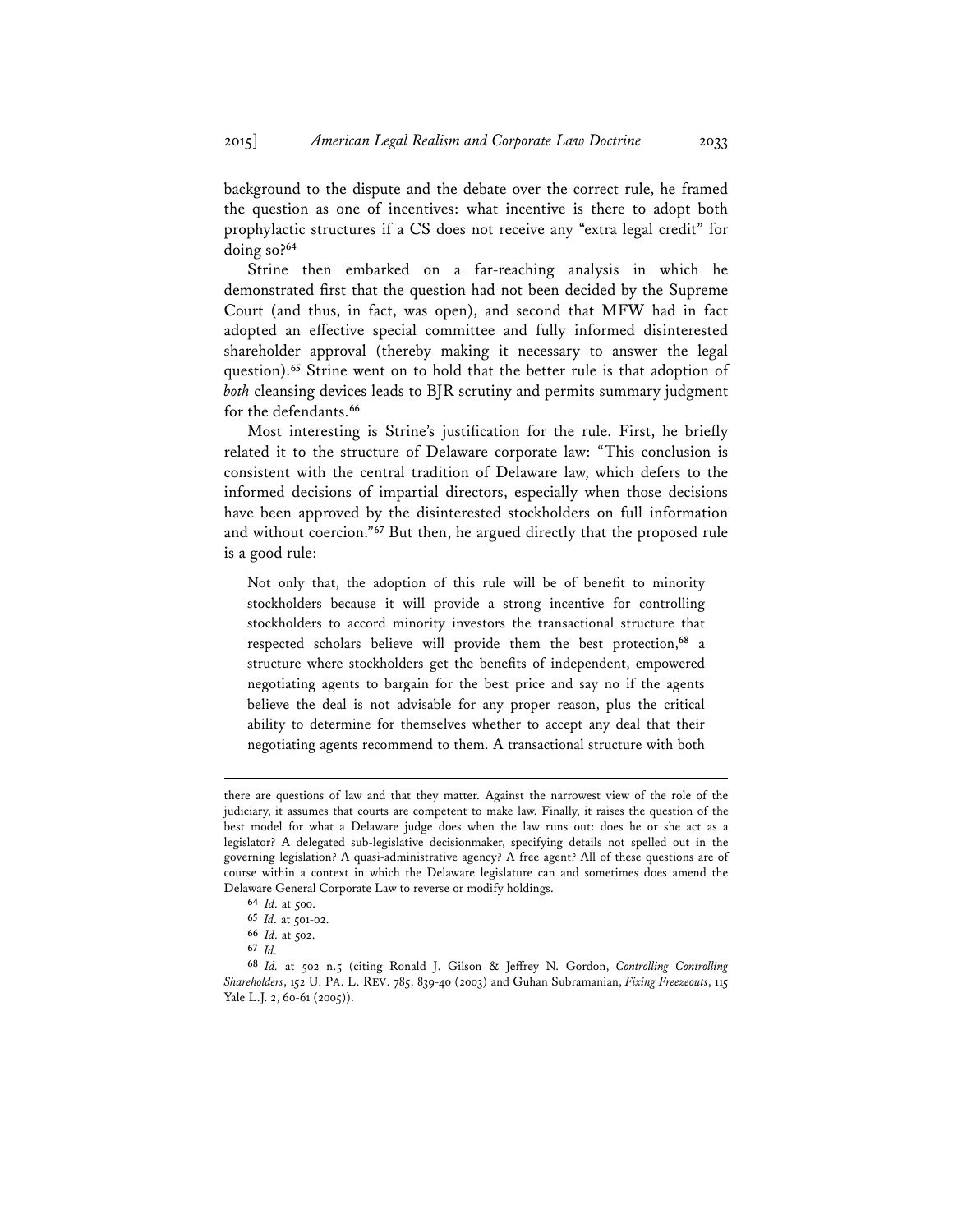background to the dispute and the debate over the correct rule, he framed the question as one of incentives: what incentive is there to adopt both prophylactic structures if a CS does not receive any "extra legal credit" for doing so?[64]

Strine then embarked on a far-reaching analysis in which he demonstrated first that the question had not been decided by the Supreme Court (and thus, in fact, was open), and second that MFW had in fact adopted an effective special committee and fully informed disinterested shareholder approval (thereby making it necessary to answer the legal question).[65] Strine went on to hold that the better rule is that adoption of *both* cleansing devices leads to BJR scrutiny and permits summary judgment for the defendants.[66]

Most interesting is Strine's justification for the rule. First, he briefly related it to the structure of Delaware corporate law: "This conclusion is consistent with the central tradition of Delaware law, which defers to the informed decisions of impartial directors, especially when those decisions have been approved by the disinterested stockholders on full information and without coercion."[67] But then, he argued directly that the proposed rule is a good rule:

> Not only that, the adoption of this rule will be of benefit to minority stockholders because it will provide a strong incentive for controlling stockholders to accord minority investors the transactional structure that respected scholars believe will provide them the best protection,[68] a structure where stockholders get the benefits of independent, empowered negotiating agents to bargain for the best price and say no if the agents believe the deal is not advisable for any proper reason, plus the critical ability to determine for themselves whether to accept any deal that their negotiating agents recommend to them. A transactional structure with both

---

there are questions of law and that they matter. Against the narrowest view of the role of the judiciary, it assumes that courts are competent to make law. Finally, it raises the question of the best model for what a Delaware judge does when the law runs out: does he or she act as a legislator? A delegated sub-legislative decisionmaker, specifying details not spelled out in the governing legislation? A quasi-administrative agency? A free agent? All of these questions are of course within a context in which the Delaware legislature can and sometimes does amend the Delaware General Corporate Law to reverse or modify holdings.

[64] *Id.* at 500.

[65] *Id.* at 501-02.

[66] *Id.* at 502.

[67] *Id.*

[68] *Id.* at 502 n.5 (citing Ronald J. Gilson & Jeffrey N. Gordon, *Controlling Controlling Shareholders*, 152 U. PA. L. REV. 785, 839-40 (2003) and Guhan Subramanian, *Fixing Freezeouts*, 115 Yale L.J. 2, 60-61 (2005)).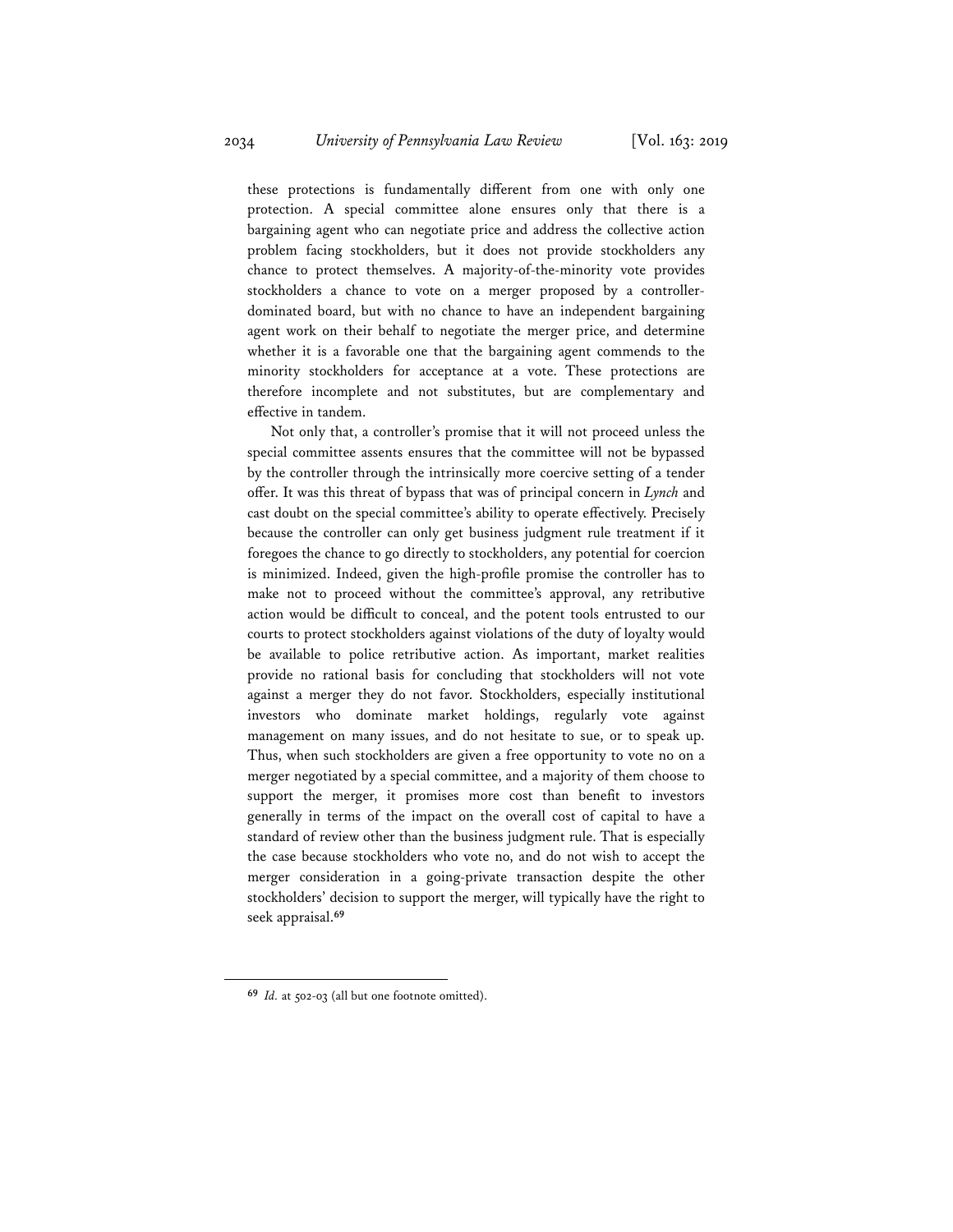these protections is fundamentally different from one with only one protection. A special committee alone ensures only that there is a bargaining agent who can negotiate price and address the collective action problem facing stockholders, but it does not provide stockholders any chance to protect themselves. A majority-of-the-minority vote provides stockholders a chance to vote on a merger proposed by a controller-dominated board, but with no chance to have an independent bargaining agent work on their behalf to negotiate the merger price, and determine whether it is a favorable one that the bargaining agent commends to the minority stockholders for acceptance at a vote. These protections are therefore incomplete and not substitutes, but are complementary and effective in tandem.

Not only that, a controller's promise that it will not proceed unless the special committee assents ensures that the committee will not be bypassed by the controller through the intrinsically more coercive setting of a tender offer. It was this threat of bypass that was of principal concern in *Lynch* and cast doubt on the special committee's ability to operate effectively. Precisely because the controller can only get business judgment rule treatment if it foregoes the chance to go directly to stockholders, any potential for coercion is minimized. Indeed, given the high-profile promise the controller has to make not to proceed without the committee's approval, any retributive action would be difficult to conceal, and the potent tools entrusted to our courts to protect stockholders against violations of the duty of loyalty would be available to police retributive action. As important, market realities provide no rational basis for concluding that stockholders will not vote against a merger they do not favor. Stockholders, especially institutional investors who dominate market holdings, regularly vote against management on many issues, and do not hesitate to sue, or to speak up. Thus, when such stockholders are given a free opportunity to vote no on a merger negotiated by a special committee, and a majority of them choose to support the merger, it promises more cost than benefit to investors generally in terms of the impact on the overall cost of capital to have a standard of review other than the business judgment rule. That is especially the case because stockholders who vote no, and do not wish to accept the merger consideration in a going-private transaction despite the other stockholders' decision to support the merger, will typically have the right to seek appraisal.[69]

---

[69] *Id.* at 502-03 (all but one footnote omitted).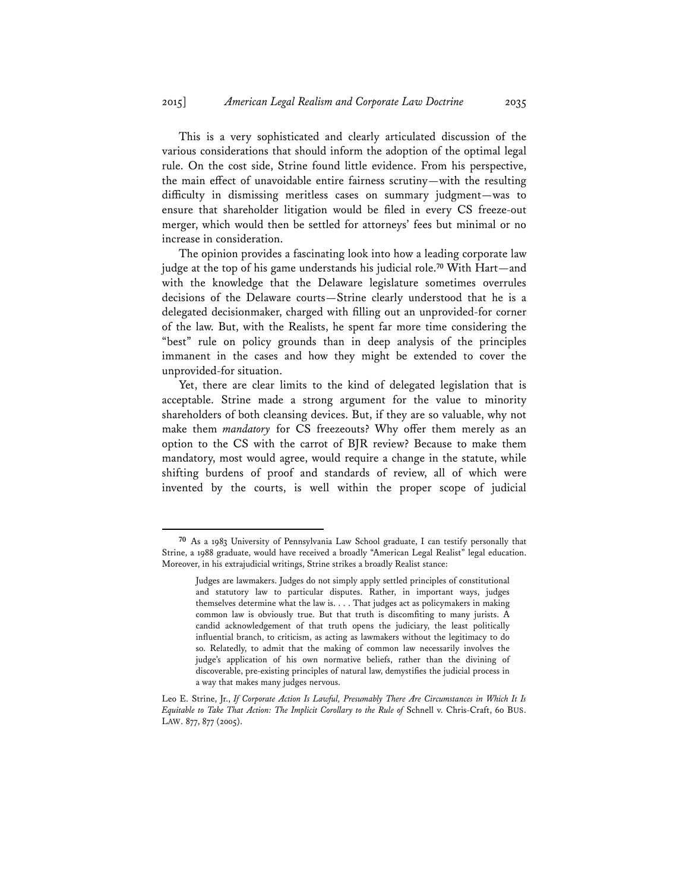This is a very sophisticated and clearly articulated discussion of the various considerations that should inform the adoption of the optimal legal rule. On the cost side, Strine found little evidence. From his perspective, the main effect of unavoidable entire fairness scrutiny—with the resulting difficulty in dismissing meritless cases on summary judgment—was to ensure that shareholder litigation would be filed in every CS freeze-out merger, which would then be settled for attorneys' fees but minimal or no increase in consideration.

The opinion provides a fascinating look into how a leading corporate law judge at the top of his game understands his judicial role.[70] With Hart—and with the knowledge that the Delaware legislature sometimes overrules decisions of the Delaware courts—Strine clearly understood that he is a delegated decisionmaker, charged with filling out an unprovided-for corner of the law. But, with the Realists, he spent far more time considering the "best" rule on policy grounds than in deep analysis of the principles immanent in the cases and how they might be extended to cover the unprovided-for situation.

Yet, there are clear limits to the kind of delegated legislation that is acceptable. Strine made a strong argument for the value to minority shareholders of both cleansing devices. But, if they are so valuable, why not make them *mandatory* for CS freezeouts? Why offer them merely as an option to the CS with the carrot of BJR review? Because to make them mandatory, most would agree, would require a change in the statute, while shifting burdens of proof and standards of review, all of which were invented by the courts, is well within the proper scope of judicial

---

[70] As a 1983 University of Pennsylvania Law School graduate, I can testify personally that Strine, a 1988 graduate, would have received a broadly "American Legal Realist" legal education. Moreover, in his extrajudicial writings, Strine strikes a broadly Realist stance:

> Judges are lawmakers. Judges do not simply apply settled principles of constitutional and statutory law to particular disputes. Rather, in important ways, judges themselves determine what the law is. . . . That judges act as policymakers in making common law is obviously true. But that truth is discomfiting to many jurists. A candid acknowledgement of that truth opens the judiciary, the least politically influential branch, to criticism, as acting as lawmakers without the legitimacy to do so. Relatedly, to admit that the making of common law necessarily involves the judge's application of his own normative beliefs, rather than the divining of discoverable, pre-existing principles of natural law, demystifies the judicial process in a way that makes many judges nervous.

Leo E. Strine, Jr., *If Corporate Action Is Lawful, Presumably There Are Circumstances in Which It Is Equitable to Take That Action: The Implicit Corollary to the Rule of* Schnell v. Chris-Craft, 60 BUS. LAW. 877, 877 (2005).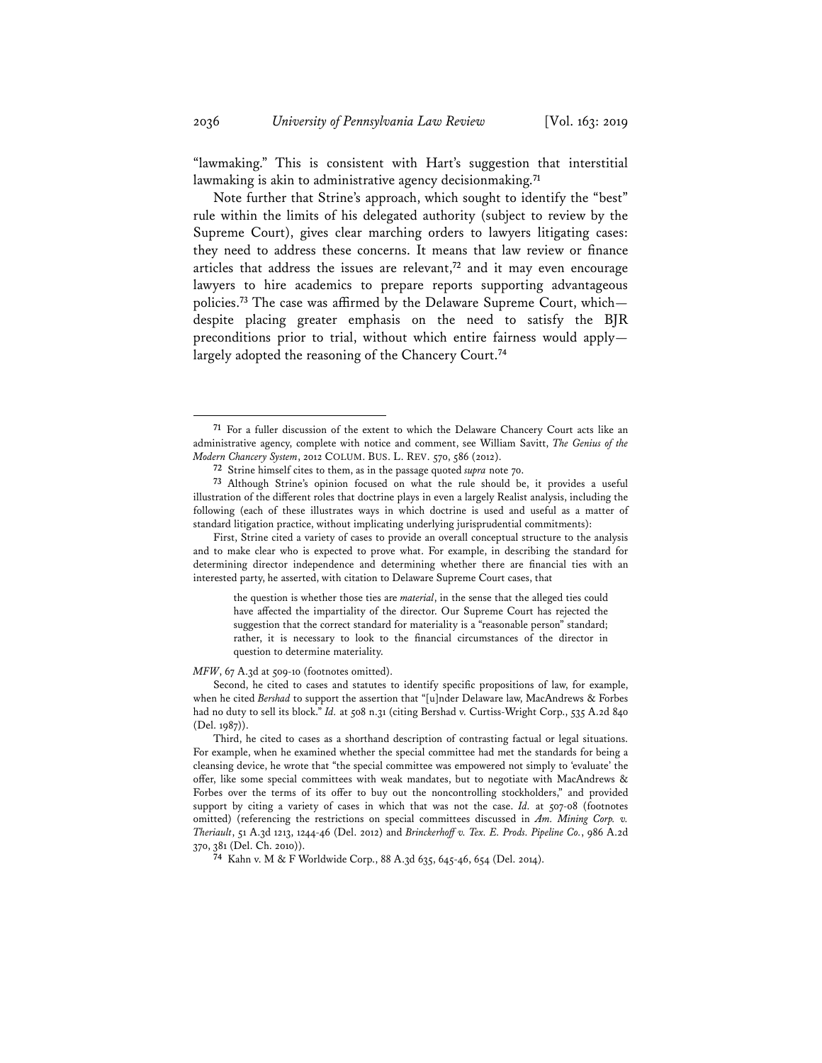"lawmaking." This is consistent with Hart's suggestion that interstitial lawmaking is akin to administrative agency decisionmaking.[71]

Note further that Strine's approach, which sought to identify the "best" rule within the limits of his delegated authority (subject to review by the Supreme Court), gives clear marching orders to lawyers litigating cases: they need to address these concerns. It means that law review or finance articles that address the issues are relevant,[72] and it may even encourage lawyers to hire academics to prepare reports supporting advantageous policies.[73] The case was affirmed by the Delaware Supreme Court, which—despite placing greater emphasis on the need to satisfy the BJR preconditions prior to trial, without which entire fairness would apply—largely adopted the reasoning of the Chancery Court.[74]

---

[71] For a fuller discussion of the extent to which the Delaware Chancery Court acts like an administrative agency, complete with notice and comment, see William Savitt, *The Genius of the Modern Chancery System*, 2012 COLUM. BUS. L. REV. 570, 586 (2012).

[72] Strine himself cites to them, as in the passage quoted *supra* note 70.

[73] Although Strine's opinion focused on what the rule should be, it provides a useful illustration of the different roles that doctrine plays in even a largely Realist analysis, including the following (each of these illustrates ways in which doctrine is used and useful as a matter of standard litigation practice, without implicating underlying jurisprudential commitments):

First, Strine cited a variety of cases to provide an overall conceptual structure to the analysis and to make clear who is expected to prove what. For example, in describing the standard for determining director independence and determining whether there are financial ties with an interested party, he asserted, with citation to Delaware Supreme Court cases, that

> the question is whether those ties are *material*, in the sense that the alleged ties could have affected the impartiality of the director. Our Supreme Court has rejected the suggestion that the correct standard for materiality is a "reasonable person" standard; rather, it is necessary to look to the financial circumstances of the director in question to determine materiality.

*MFW*, 67 A.3d at 509-10 (footnotes omitted).

Second, he cited to cases and statutes to identify specific propositions of law, for example, when he cited *Bershad* to support the assertion that "[u]nder Delaware law, MacAndrews & Forbes had no duty to sell its block." *Id.* at 508 n.31 (citing Bershad v. Curtiss-Wright Corp., 535 A.2d 840 (Del. 1987)).

Third, he cited to cases as a shorthand description of contrasting factual or legal situations. For example, when he examined whether the special committee had met the standards for being a cleansing device, he wrote that "the special committee was empowered not simply to 'evaluate' the offer, like some special committees with weak mandates, but to negotiate with MacAndrews & Forbes over the terms of its offer to buy out the noncontrolling stockholders," and provided support by citing a variety of cases in which that was not the case. *Id.* at 507-08 (footnotes omitted) (referencing the restrictions on special committees discussed in *Am. Mining Corp. v. Theriault*, 51 A.3d 1213, 1244-46 (Del. 2012) and *Brinckerhoff v. Tex. E. Prods. Pipeline Co.*, 986 A.2d 370, 381 (Del. Ch. 2010)).

[74] Kahn v. M & F Worldwide Corp., 88 A.3d 635, 645-46, 654 (Del. 2014).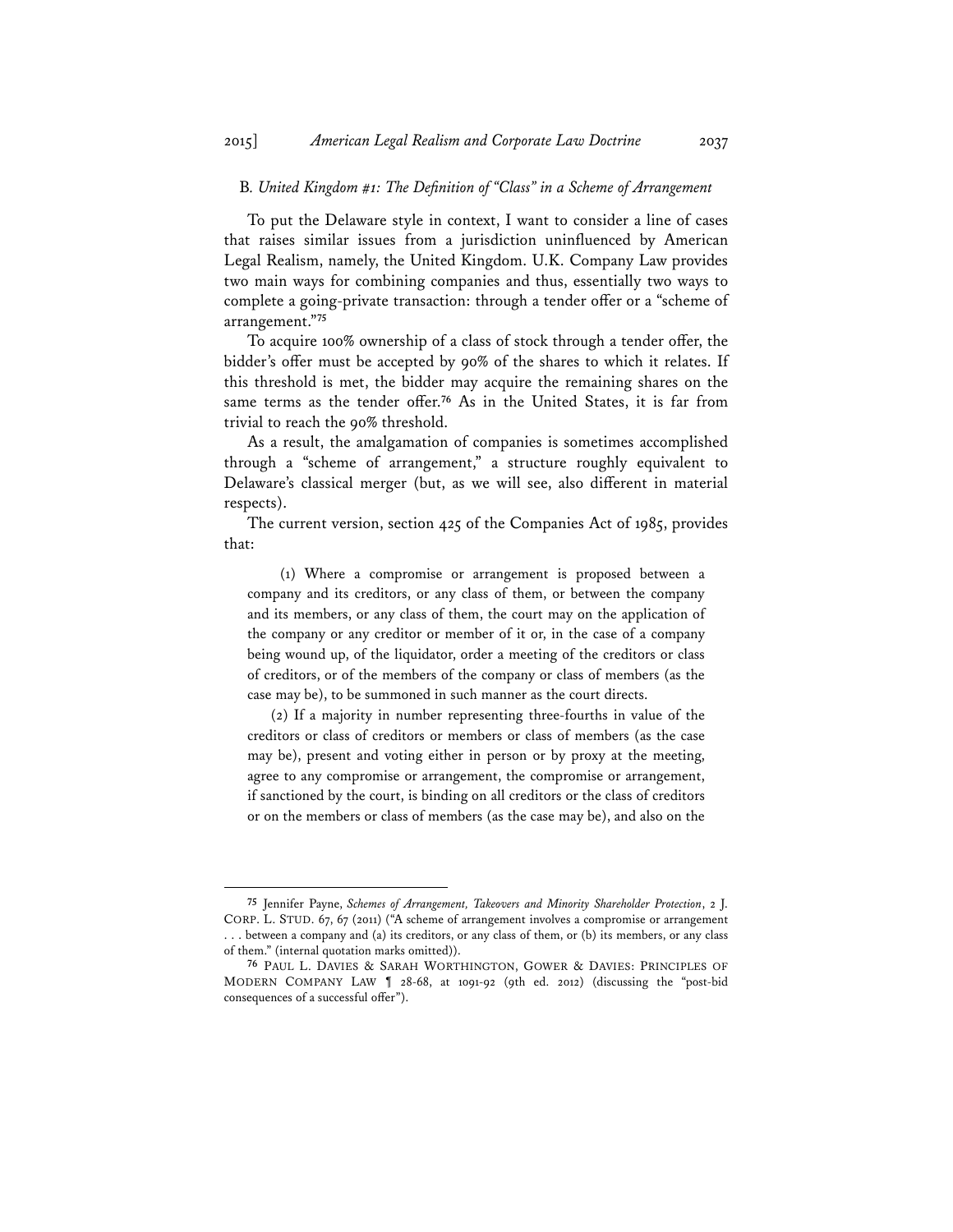### B. *United Kingdom #1: The Definition of "Class" in a Scheme of Arrangement*

To put the Delaware style in context, I want to consider a line of cases that raises similar issues from a jurisdiction uninfluenced by American Legal Realism, namely, the United Kingdom. U.K. Company Law provides two main ways for combining companies and thus, essentially two ways to complete a going-private transaction: through a tender offer or a "scheme of arrangement."[75]

To acquire 100% ownership of a class of stock through a tender offer, the bidder's offer must be accepted by 90% of the shares to which it relates. If this threshold is met, the bidder may acquire the remaining shares on the same terms as the tender offer.[76] As in the United States, it is far from trivial to reach the 90% threshold.

As a result, the amalgamation of companies is sometimes accomplished through a "scheme of arrangement," a structure roughly equivalent to Delaware's classical merger (but, as we will see, also different in material respects).

The current version, section 425 of the Companies Act of 1985, provides that:

> (1) Where a compromise or arrangement is proposed between a company and its creditors, or any class of them, or between the company and its members, or any class of them, the court may on the application of the company or any creditor or member of it or, in the case of a company being wound up, of the liquidator, order a meeting of the creditors or class of creditors, or of the members of the company or class of members (as the case may be), to be summoned in such manner as the court directs.
>
> (2) If a majority in number representing three-fourths in value of the creditors or class of creditors or members or class of members (as the case may be), present and voting either in person or by proxy at the meeting, agree to any compromise or arrangement, the compromise or arrangement, if sanctioned by the court, is binding on all creditors or the class of creditors or on the members or class of members (as the case may be), and also on the

---

[75] Jennifer Payne, *Schemes of Arrangement, Takeovers and Minority Shareholder Protection*, 2 J. CORP. L. STUD. 67, 67 (2011) ("A scheme of arrangement involves a compromise or arrangement . . . between a company and (a) its creditors, or any class of them, or (b) its members, or any class of them." (internal quotation marks omitted)).

[76] PAUL L. DAVIES & SARAH WORTHINGTON, GOWER & DAVIES: PRINCIPLES OF MODERN COMPANY LAW ¶ 28-68, at 1091-92 (9th ed. 2012) (discussing the "post-bid consequences of a successful offer").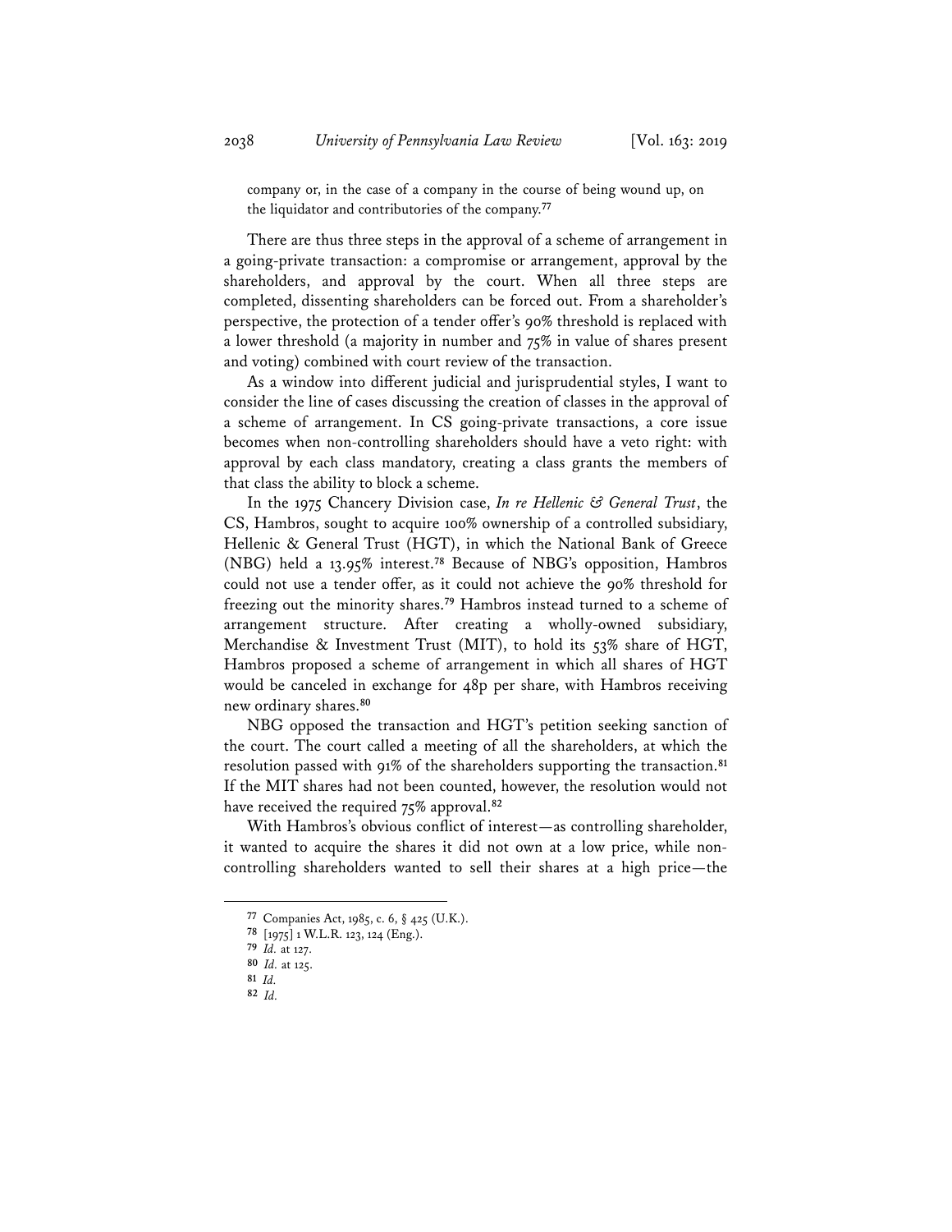company or, in the case of a company in the course of being wound up, on the liquidator and contributories of the company.[77]

There are thus three steps in the approval of a scheme of arrangement in a going-private transaction: a compromise or arrangement, approval by the shareholders, and approval by the court. When all three steps are completed, dissenting shareholders can be forced out. From a shareholder's perspective, the protection of a tender offer's 90% threshold is replaced with a lower threshold (a majority in number and 75% in value of shares present and voting) combined with court review of the transaction.

As a window into different judicial and jurisprudential styles, I want to consider the line of cases discussing the creation of classes in the approval of a scheme of arrangement. In CS going-private transactions, a core issue becomes when non-controlling shareholders should have a veto right: with approval by each class mandatory, creating a class grants the members of that class the ability to block a scheme.

In the 1975 Chancery Division case, *In re Hellenic & General Trust*, the CS, Hambros, sought to acquire 100% ownership of a controlled subsidiary, Hellenic & General Trust (HGT), in which the National Bank of Greece (NBG) held a 13.95% interest.[78] Because of NBG's opposition, Hambros could not use a tender offer, as it could not achieve the 90% threshold for freezing out the minority shares.[79] Hambros instead turned to a scheme of arrangement structure. After creating a wholly-owned subsidiary, Merchandise & Investment Trust (MIT), to hold its 53% share of HGT, Hambros proposed a scheme of arrangement in which all shares of HGT would be canceled in exchange for 48p per share, with Hambros receiving new ordinary shares.[80]

NBG opposed the transaction and HGT's petition seeking sanction of the court. The court called a meeting of all the shareholders, at which the resolution passed with 91% of the shareholders supporting the transaction.[81] If the MIT shares had not been counted, however, the resolution would not have received the required 75% approval.[82]

With Hambros's obvious conflict of interest—as controlling shareholder, it wanted to acquire the shares it did not own at a low price, while non-controlling shareholders wanted to sell their shares at a high price—the

---

[77] Companies Act, 1985, c. 6, § 425 (U.K.).

[78] [1975] 1 W.L.R. 123, 124 (Eng.).

[79] *Id.* at 127.

[80] *Id.* at 125.

[81] *Id.*

[82] *Id.*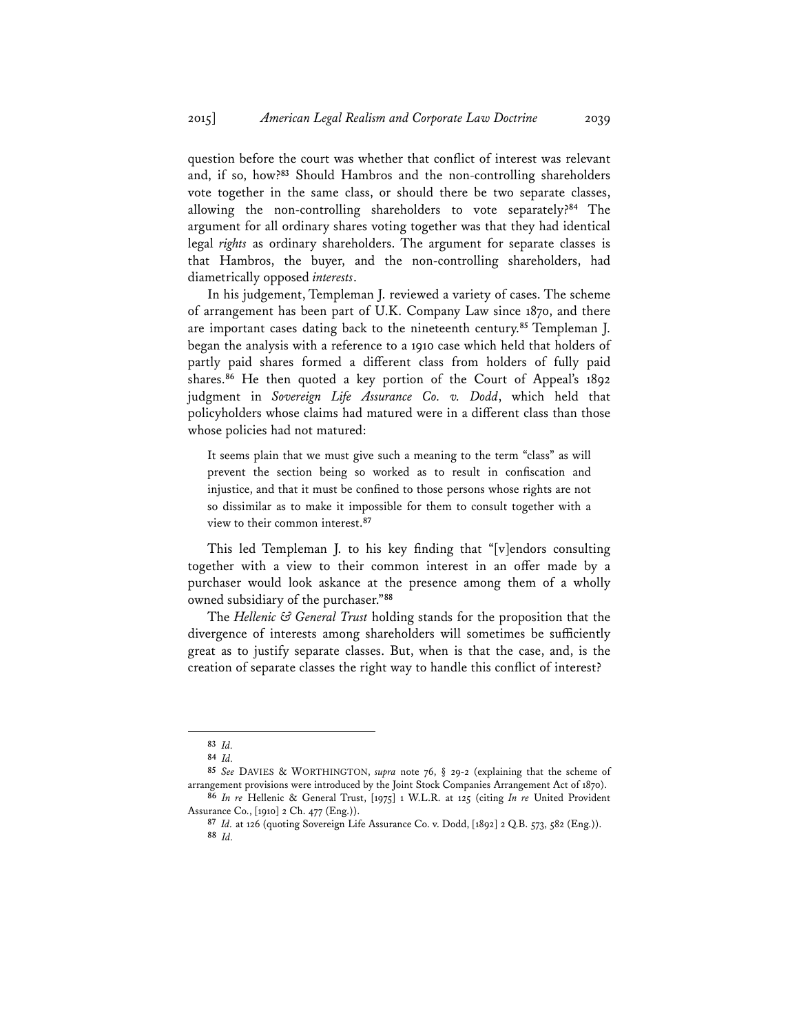question before the court was whether that conflict of interest was relevant and, if so, how?[83] Should Hambros and the non-controlling shareholders vote together in the same class, or should there be two separate classes, allowing the non-controlling shareholders to vote separately?[84] The argument for all ordinary shares voting together was that they had identical legal *rights* as ordinary shareholders. The argument for separate classes is that Hambros, the buyer, and the non-controlling shareholders, had diametrically opposed *interests*.

In his judgement, Templeman J. reviewed a variety of cases. The scheme of arrangement has been part of U.K. Company Law since 1870, and there are important cases dating back to the nineteenth century.[85] Templeman J. began the analysis with a reference to a 1910 case which held that holders of partly paid shares formed a different class from holders of fully paid shares.[86] He then quoted a key portion of the Court of Appeal's 1892 judgment in *Sovereign Life Assurance Co. v. Dodd*, which held that policyholders whose claims had matured were in a different class than those whose policies had not matured:

> It seems plain that we must give such a meaning to the term "class" as will prevent the section being so worked as to result in confiscation and injustice, and that it must be confined to those persons whose rights are not so dissimilar as to make it impossible for them to consult together with a view to their common interest.[87]

This led Templeman J. to his key finding that "[v]endors consulting together with a view to their common interest in an offer made by a purchaser would look askance at the presence among them of a wholly owned subsidiary of the purchaser."[88]

The *Hellenic & General Trust* holding stands for the proposition that the divergence of interests among shareholders will sometimes be sufficiently great as to justify separate classes. But, when is that the case, and, is the creation of separate classes the right way to handle this conflict of interest?

---

[83] *Id.*

[84] *Id.*

[85] *See* DAVIES & WORTHINGTON, *supra* note 76, § 29-2 (explaining that the scheme of arrangement provisions were introduced by the Joint Stock Companies Arrangement Act of 1870).

[86] *In re* Hellenic & General Trust, [1975] 1 W.L.R. at 125 (citing *In re* United Provident Assurance Co., [1910] 2 Ch. 477 (Eng.)).

[87] *Id.* at 126 (quoting Sovereign Life Assurance Co. v. Dodd, [1892] 2 Q.B. 573, 582 (Eng.)).

[88] *Id.*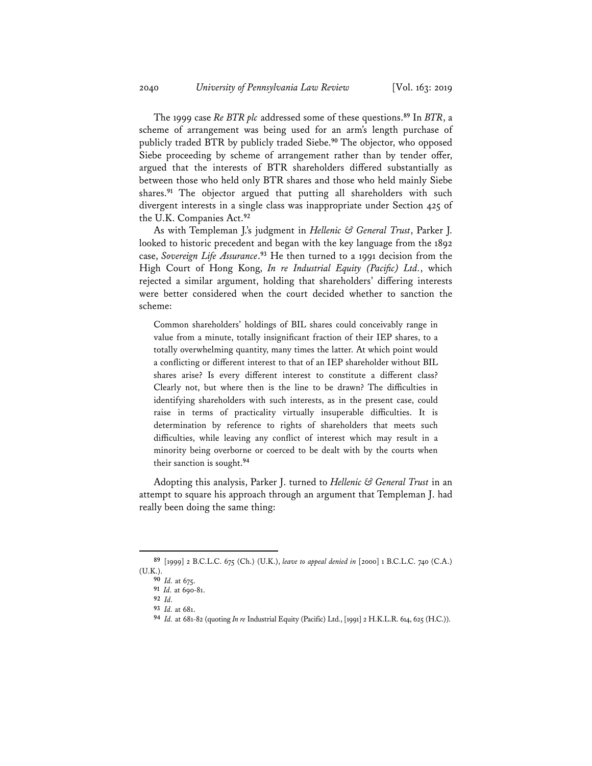The 1999 case *Re BTR plc* addressed some of these questions.[89] In *BTR*, a scheme of arrangement was being used for an arm's length purchase of publicly traded BTR by publicly traded Siebe.[90] The objector, who opposed Siebe proceeding by scheme of arrangement rather than by tender offer, argued that the interests of BTR shareholders differed substantially as between those who held only BTR shares and those who held mainly Siebe shares.[91] The objector argued that putting all shareholders with such divergent interests in a single class was inappropriate under Section 425 of the U.K. Companies Act.[92]

As with Templeman J.'s judgment in *Hellenic & General Trust*, Parker J. looked to historic precedent and began with the key language from the 1892 case, *Sovereign Life Assurance*.[93] He then turned to a 1991 decision from the High Court of Hong Kong, *In re Industrial Equity (Pacific) Ltd.*, which rejected a similar argument, holding that shareholders' differing interests were better considered when the court decided whether to sanction the scheme:

> Common shareholders' holdings of BIL shares could conceivably range in value from a minute, totally insignificant fraction of their IEP shares, to a totally overwhelming quantity, many times the latter. At which point would a conflicting or different interest to that of an IEP shareholder without BIL shares arise? Is every different interest to constitute a different class? Clearly not, but where then is the line to be drawn? The difficulties in identifying shareholders with such interests, as in the present case, could raise in terms of practicality virtually insuperable difficulties. It is determination by reference to rights of shareholders that meets such difficulties, while leaving any conflict of interest which may result in a minority being overborne or coerced to be dealt with by the courts when their sanction is sought.[94]

Adopting this analysis, Parker J. turned to *Hellenic & General Trust* in an attempt to square his approach through an argument that Templeman J. had really been doing the same thing:

---

[89] [1999] 2 B.C.L.C. 675 (Ch.) (U.K.), *leave to appeal denied in* [2000] 1 B.C.L.C. 740 (C.A.) (U.K.).

[90] *Id.* at 675.

[91] *Id.* at 690-81.

[92] *Id.*

[93] *Id.* at 681.

[94] *Id.* at 681-82 (quoting *In re* Industrial Equity (Pacific) Ltd., [1991] 2 H.K.L.R. 614, 625 (H.C.)).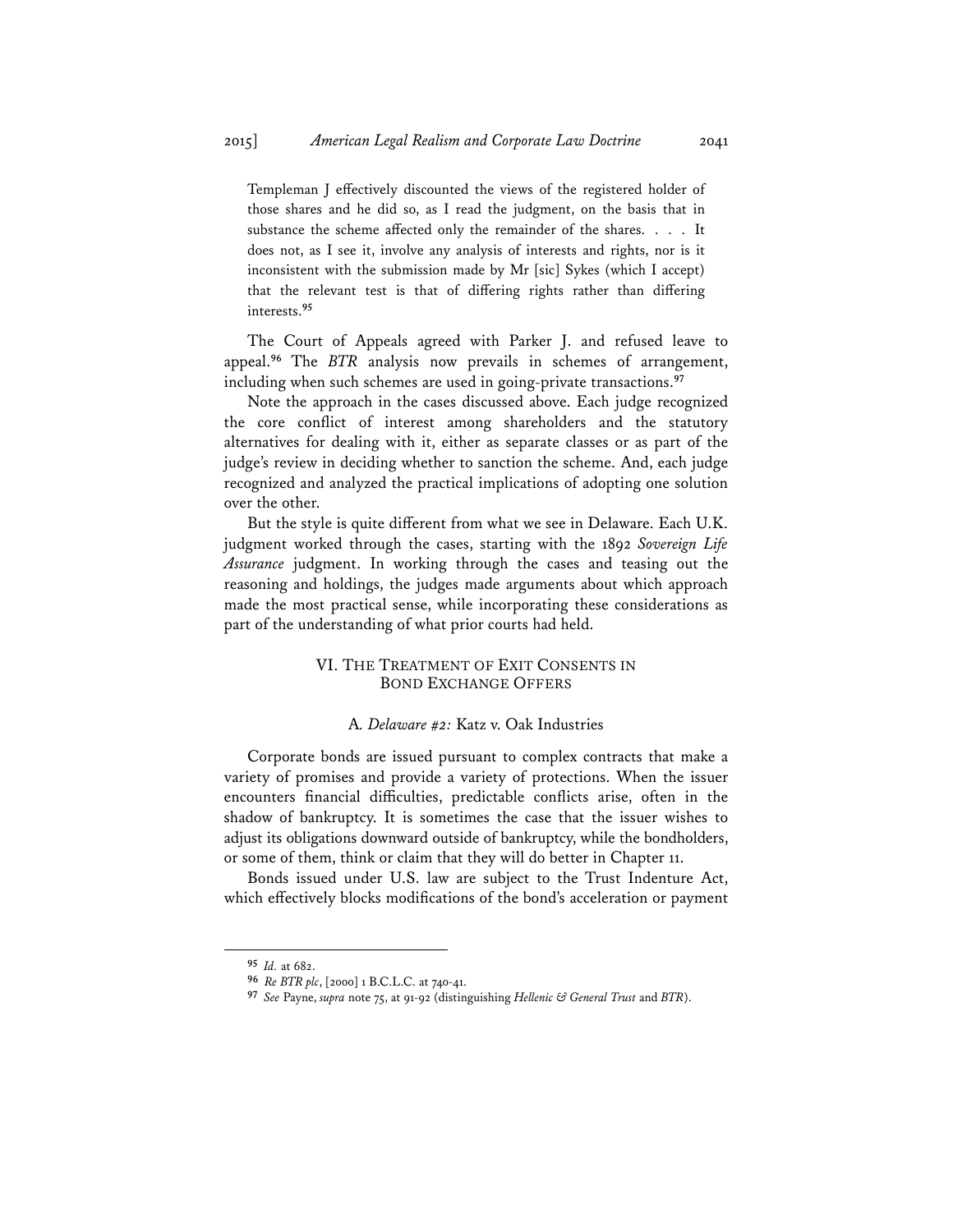> Templeman J effectively discounted the views of the registered holder of those shares and he did so, as I read the judgment, on the basis that in substance the scheme affected only the remainder of the shares. . . . It does not, as I see it, involve any analysis of interests and rights, nor is it inconsistent with the submission made by Mr [sic] Sykes (which I accept) that the relevant test is that of differing rights rather than differing interests.[95]

The Court of Appeals agreed with Parker J. and refused leave to appeal.[96] The *BTR* analysis now prevails in schemes of arrangement, including when such schemes are used in going-private transactions.[97]

Note the approach in the cases discussed above. Each judge recognized the core conflict of interest among shareholders and the statutory alternatives for dealing with it, either as separate classes or as part of the judge's review in deciding whether to sanction the scheme. And, each judge recognized and analyzed the practical implications of adopting one solution over the other.

But the style is quite different from what we see in Delaware. Each U.K. judgment worked through the cases, starting with the 1892 *Sovereign Life Assurance* judgment. In working through the cases and teasing out the reasoning and holdings, the judges made arguments about which approach made the most practical sense, while incorporating these considerations as part of the understanding of what prior courts had held.

## VI. The Treatment of Exit Consents in Bond Exchange Offers

### A. *Delaware #2:* Katz v. Oak Industries

Corporate bonds are issued pursuant to complex contracts that make a variety of promises and provide a variety of protections. When the issuer encounters financial difficulties, predictable conflicts arise, often in the shadow of bankruptcy. It is sometimes the case that the issuer wishes to adjust its obligations downward outside of bankruptcy, while the bondholders, or some of them, think or claim that they will do better in Chapter 11.

Bonds issued under U.S. law are subject to the Trust Indenture Act, which effectively blocks modifications of the bond's acceleration or payment

---

[95] *Id.* at 682.

[96] *Re BTR plc*, [2000] 1 B.C.L.C. at 740-41.

[97] *See* Payne, *supra* note 75, at 91-92 (distinguishing *Hellenic & General Trust* and *BTR*).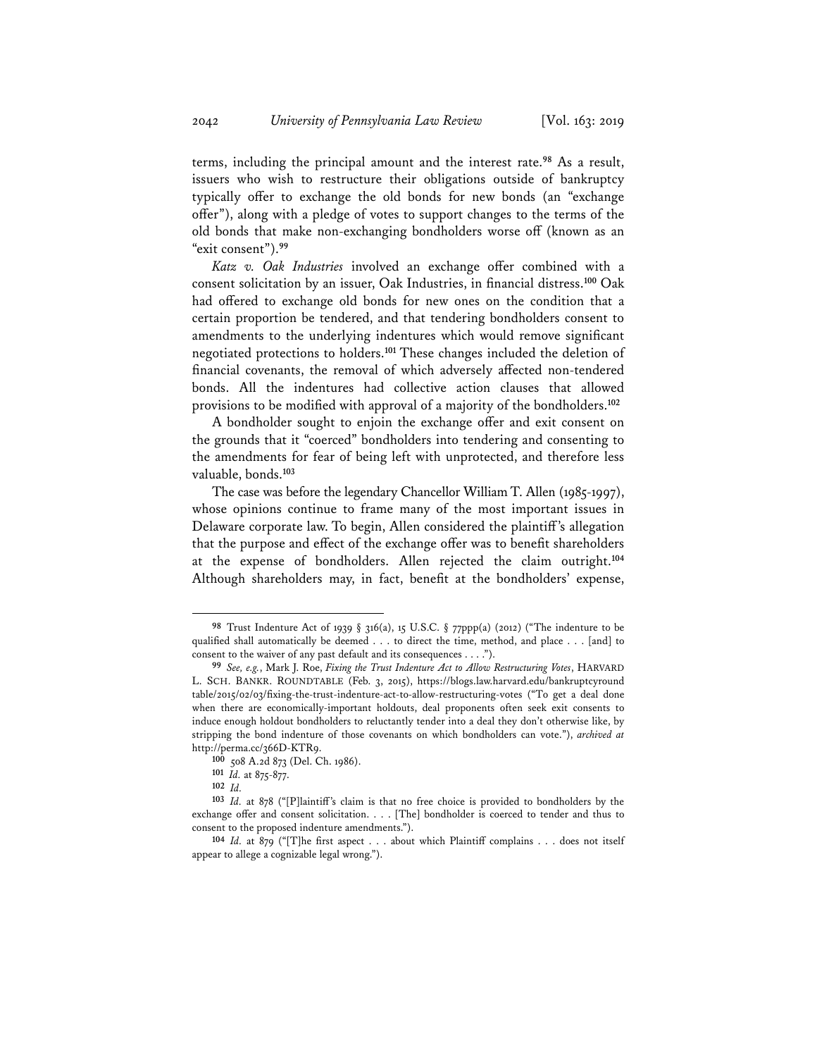terms, including the principal amount and the interest rate.[98] As a result, issuers who wish to restructure their obligations outside of bankruptcy typically offer to exchange the old bonds for new bonds (an "exchange offer"), along with a pledge of votes to support changes to the terms of the old bonds that make non-exchanging bondholders worse off (known as an "exit consent").[99]

*Katz v. Oak Industries* involved an exchange offer combined with a consent solicitation by an issuer, Oak Industries, in financial distress.[100] Oak had offered to exchange old bonds for new ones on the condition that a certain proportion be tendered, and that tendering bondholders consent to amendments to the underlying indentures which would remove significant negotiated protections to holders.[101] These changes included the deletion of financial covenants, the removal of which adversely affected non-tendered bonds. All the indentures had collective action clauses that allowed provisions to be modified with approval of a majority of the bondholders.[102]

A bondholder sought to enjoin the exchange offer and exit consent on the grounds that it "coerced" bondholders into tendering and consenting to the amendments for fear of being left with unprotected, and therefore less valuable, bonds.[103]

The case was before the legendary Chancellor William T. Allen (1985-1997), whose opinions continue to frame many of the most important issues in Delaware corporate law. To begin, Allen considered the plaintiff's allegation that the purpose and effect of the exchange offer was to benefit shareholders at the expense of bondholders. Allen rejected the claim outright.[104] Although shareholders may, in fact, benefit at the bondholders' expense,

---

[98] Trust Indenture Act of 1939 § 316(a), 15 U.S.C. § 77ppp(a) (2012) ("The indenture to be qualified shall automatically be deemed . . . to direct the time, method, and place . . . [and] to consent to the waiver of any past default and its consequences . . . .").

[99] *See, e.g.*, Mark J. Roe, *Fixing the Trust Indenture Act to Allow Restructuring Votes*, HARVARD L. SCH. BANKR. ROUNDTABLE (Feb. 3, 2015), https://blogs.law.harvard.edu/bankruptcyroundtable/2015/02/03/fixing-the-trust-indenture-act-to-allow-restructuring-votes ("To get a deal done when there are economically-important holdouts, deal proponents often seek exit consents to induce enough holdout bondholders to reluctantly tender into a deal they don't otherwise like, by stripping the bond indenture of those covenants on which bondholders can vote."), *archived at* http://perma.cc/366D-KTR9.

[100] 508 A.2d 873 (Del. Ch. 1986).

[101] *Id.* at 875-877.

[102] *Id.*

[103] *Id.* at 878 ("[P]laintiff's claim is that no free choice is provided to bondholders by the exchange offer and consent solicitation. . . . [The] bondholder is coerced to tender and thus to consent to the proposed indenture amendments.").

[104] *Id.* at 879 ("[T]he first aspect . . . about which Plaintiff complains . . . does not itself appear to allege a cognizable legal wrong.").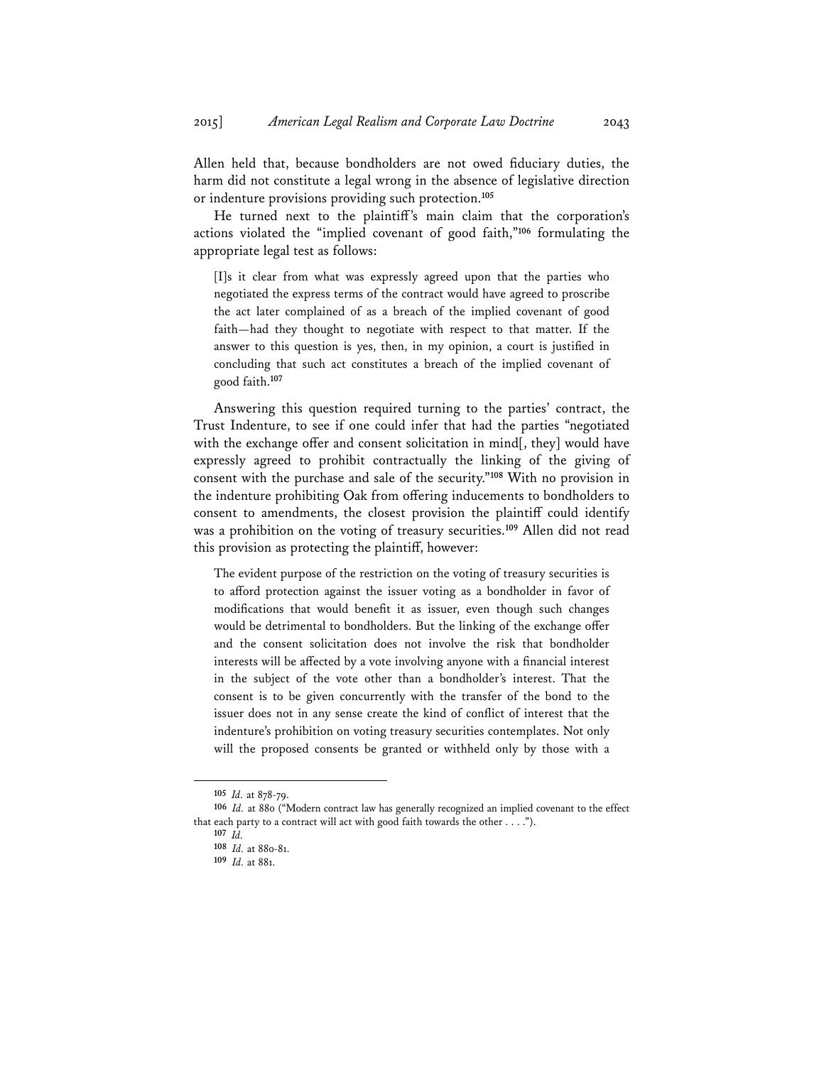Allen held that, because bondholders are not owed fiduciary duties, the harm did not constitute a legal wrong in the absence of legislative direction or indenture provisions providing such protection.[105]

He turned next to the plaintiff's main claim that the corporation's actions violated the "implied covenant of good faith,"[106] formulating the appropriate legal test as follows:

> [I]s it clear from what was expressly agreed upon that the parties who negotiated the express terms of the contract would have agreed to proscribe the act later complained of as a breach of the implied covenant of good faith—had they thought to negotiate with respect to that matter. If the answer to this question is yes, then, in my opinion, a court is justified in concluding that such act constitutes a breach of the implied covenant of good faith.[107]

Answering this question required turning to the parties' contract, the Trust Indenture, to see if one could infer that had the parties "negotiated with the exchange offer and consent solicitation in mind[, they] would have expressly agreed to prohibit contractually the linking of the giving of consent with the purchase and sale of the security."[108] With no provision in the indenture prohibiting Oak from offering inducements to bondholders to consent to amendments, the closest provision the plaintiff could identify was a prohibition on the voting of treasury securities.[109] Allen did not read this provision as protecting the plaintiff, however:

> The evident purpose of the restriction on the voting of treasury securities is to afford protection against the issuer voting as a bondholder in favor of modifications that would benefit it as issuer, even though such changes would be detrimental to bondholders. But the linking of the exchange offer and the consent solicitation does not involve the risk that bondholder interests will be affected by a vote involving anyone with a financial interest in the subject of the vote other than a bondholder's interest. That the consent is to be given concurrently with the transfer of the bond to the issuer does not in any sense create the kind of conflict of interest that the indenture's prohibition on voting treasury securities contemplates. Not only will the proposed consents be granted or withheld only by those with a

---

105 *Id.* at 878-79.

106 *Id.* at 880 ("Modern contract law has generally recognized an implied covenant to the effect that each party to a contract will act with good faith towards the other . . . .").

107 *Id.*

108 *Id.* at 880-81.

109 *Id.* at 881.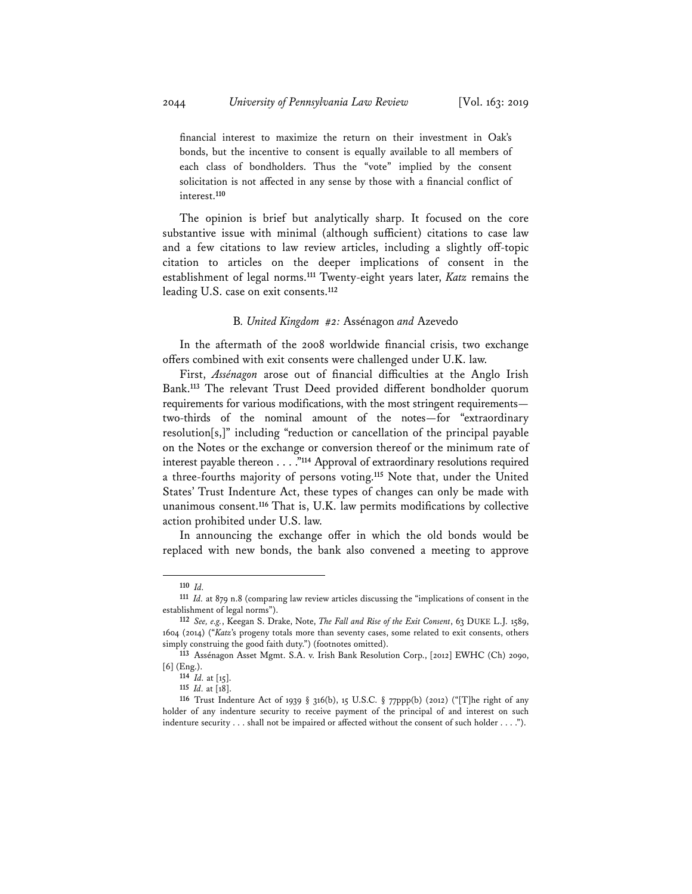financial interest to maximize the return on their investment in Oak's bonds, but the incentive to consent is equally available to all members of each class of bondholders. Thus the "vote" implied by the consent solicitation is not affected in any sense by those with a financial conflict of interest.[110]

The opinion is brief but analytically sharp. It focused on the core substantive issue with minimal (although sufficient) citations to case law and a few citations to law review articles, including a slightly off-topic citation to articles on the deeper implications of consent in the establishment of legal norms.[111] Twenty-eight years later, *Katz* remains the leading U.S. case on exit consents.[112]

### B. *United Kingdom #2:* Assénagon *and* Azevedo

In the aftermath of the 2008 worldwide financial crisis, two exchange offers combined with exit consents were challenged under U.K. law.

First, *Assénagon* arose out of financial difficulties at the Anglo Irish Bank.[113] The relevant Trust Deed provided different bondholder quorum requirements for various modifications, with the most stringent requirements—two-thirds of the nominal amount of the notes—for "extraordinary resolution[s,]" including "reduction or cancellation of the principal payable on the Notes or the exchange or conversion thereof or the minimum rate of interest payable thereon . . . ."[114] Approval of extraordinary resolutions required a three-fourths majority of persons voting.[115] Note that, under the United States' Trust Indenture Act, these types of changes can only be made with unanimous consent.[116] That is, U.K. law permits modifications by collective action prohibited under U.S. law.

In announcing the exchange offer in which the old bonds would be replaced with new bonds, the bank also convened a meeting to approve

---

[110] *Id.*

[111] *Id.* at 879 n.8 (comparing law review articles discussing the "implications of consent in the establishment of legal norms").

[112] *See, e.g.*, Keegan S. Drake, Note, *The Fall and Rise of the Exit Consent*, 63 DUKE L.J. 1589, 1604 (2014) ("*Katz*'s progeny totals more than seventy cases, some related to exit consents, others simply construing the good faith duty.") (footnotes omitted).

[113] Assénagon Asset Mgmt. S.A. v. Irish Bank Resolution Corp., [2012] EWHC (Ch) 2090, [6] (Eng.).

[114] *Id.* at [15].

[115] *Id.* at [18].

[116] Trust Indenture Act of 1939 § 316(b), 15 U.S.C. § 77ppp(b) (2012) ("[T]he right of any holder of any indenture security to receive payment of the principal of and interest on such indenture security . . . shall not be impaired or affected without the consent of such holder . . . .").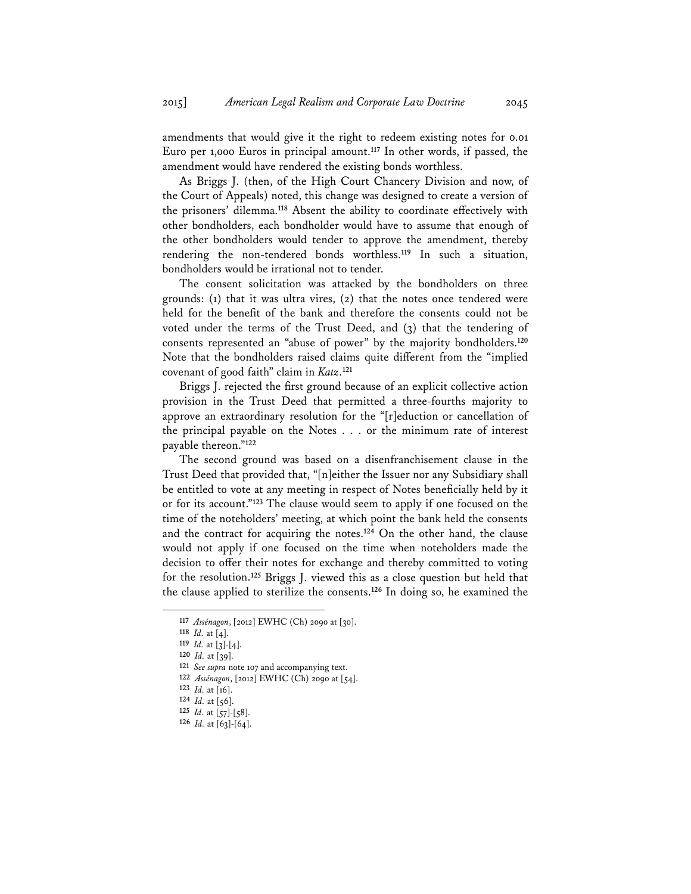amendments that would give it the right to redeem existing notes for 0.01 Euro per 1,000 Euros in principal amount.[117] In other words, if passed, the amendment would have rendered the existing bonds worthless.

As Briggs J. (then, of the High Court Chancery Division and now, of the Court of Appeals) noted, this change was designed to create a version of the prisoners' dilemma.[118] Absent the ability to coordinate effectively with other bondholders, each bondholder would have to assume that enough of the other bondholders would tender to approve the amendment, thereby rendering the non-tendered bonds worthless.[119] In such a situation, bondholders would be irrational not to tender.

The consent solicitation was attacked by the bondholders on three grounds: (1) that it was ultra vires, (2) that the notes once tendered were held for the benefit of the bank and therefore the consents could not be voted under the terms of the Trust Deed, and (3) that the tendering of consents represented an "abuse of power" by the majority bondholders.[120] Note that the bondholders raised claims quite different from the "implied covenant of good faith" claim in *Katz*.[121]

Briggs J. rejected the first ground because of an explicit collective action provision in the Trust Deed that permitted a three-fourths majority to approve an extraordinary resolution for the "[r]eduction or cancellation of the principal payable on the Notes . . . or the minimum rate of interest payable thereon."[122]

The second ground was based on a disenfranchisement clause in the Trust Deed that provided that, "[n]either the Issuer nor any Subsidiary shall be entitled to vote at any meeting in respect of Notes beneficially held by it or for its account."[123] The clause would seem to apply if one focused on the time of the noteholders' meeting, at which point the bank held the consents and the contract for acquiring the notes.[124] On the other hand, the clause would not apply if one focused on the time when noteholders made the decision to offer their notes for exchange and thereby committed to voting for the resolution.[125] Briggs J. viewed this as a close question but held that the clause applied to sterilize the consents.[126] In doing so, he examined the

---

117 *Assénagon*, [2012] EWHC (Ch) 2090 at [30].

118 *Id.* at [4].

119 *Id.* at [3]-[4].

120 *Id.* at [39].

121 *See supra* note 107 and accompanying text.

122 *Assénagon*, [2012] EWHC (Ch) 2090 at [54].

123 *Id.* at [16].

124 *Id.* at [56].

125 *Id.* at [57]-[58].

126 *Id.* at [63]-[64].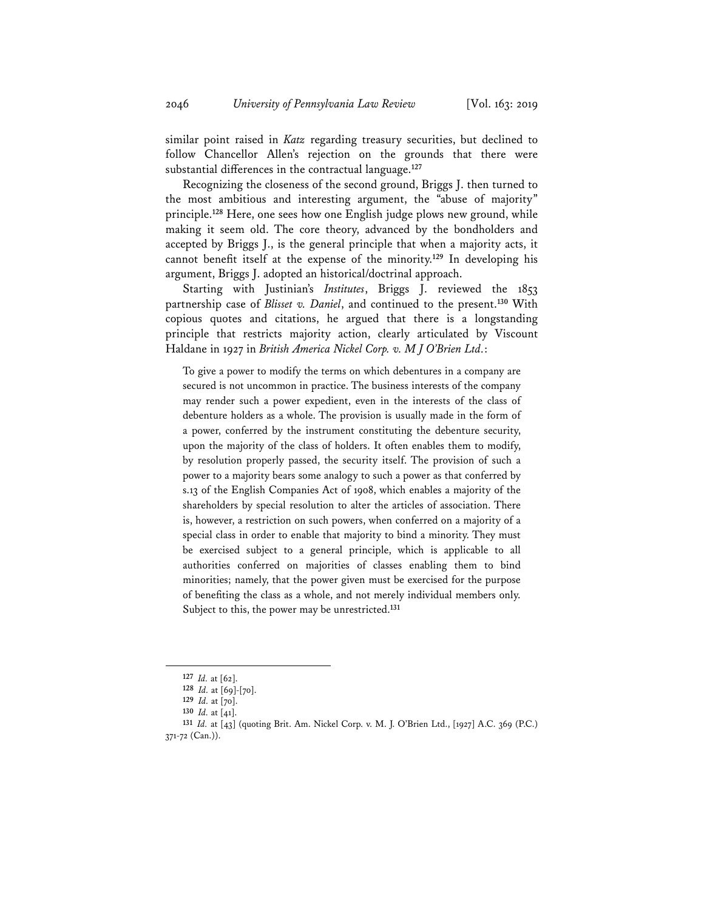similar point raised in *Katz* regarding treasury securities, but declined to follow Chancellor Allen's rejection on the grounds that there were substantial differences in the contractual language.[127]

Recognizing the closeness of the second ground, Briggs J. then turned to the most ambitious and interesting argument, the "abuse of majority" principle.[128] Here, one sees how one English judge plows new ground, while making it seem old. The core theory, advanced by the bondholders and accepted by Briggs J., is the general principle that when a majority acts, it cannot benefit itself at the expense of the minority.[129] In developing his argument, Briggs J. adopted an historical/doctrinal approach.

Starting with Justinian's *Institutes*, Briggs J. reviewed the 1853 partnership case of *Blisset v. Daniel*, and continued to the present.[130] With copious quotes and citations, he argued that there is a longstanding principle that restricts majority action, clearly articulated by Viscount Haldane in 1927 in *British America Nickel Corp. v. M J O'Brien Ltd.*:

> To give a power to modify the terms on which debentures in a company are secured is not uncommon in practice. The business interests of the company may render such a power expedient, even in the interests of the class of debenture holders as a whole. The provision is usually made in the form of a power, conferred by the instrument constituting the debenture security, upon the majority of the class of holders. It often enables them to modify, by resolution properly passed, the security itself. The provision of such a power to a majority bears some analogy to such a power as that conferred by s.13 of the English Companies Act of 1908, which enables a majority of the shareholders by special resolution to alter the articles of association. There is, however, a restriction on such powers, when conferred on a majority of a special class in order to enable that majority to bind a minority. They must be exercised subject to a general principle, which is applicable to all authorities conferred on majorities of classes enabling them to bind minorities; namely, that the power given must be exercised for the purpose of benefiting the class as a whole, and not merely individual members only. Subject to this, the power may be unrestricted.[131]

---

[127] *Id.* at [62].

[128] *Id.* at [69]-[70].

[129] *Id.* at [70].

[130] *Id.* at [41].

[131] *Id.* at [43] (quoting Brit. Am. Nickel Corp. v. M. J. O'Brien Ltd., [1927] A.C. 369 (P.C.) 371-72 (Can.)).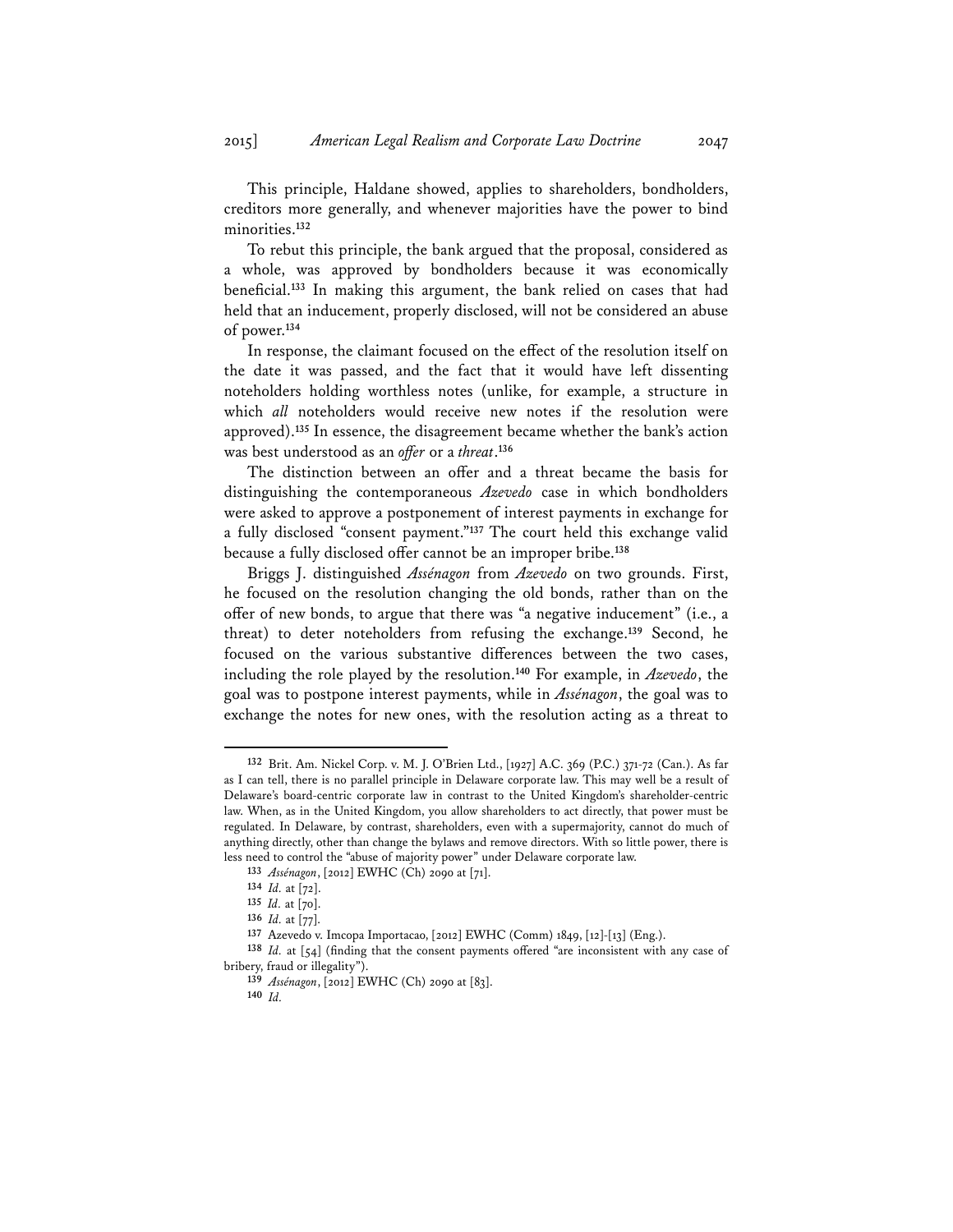This principle, Haldane showed, applies to shareholders, bondholders, creditors more generally, and whenever majorities have the power to bind minorities.[132]

To rebut this principle, the bank argued that the proposal, considered as a whole, was approved by bondholders because it was economically beneficial.[133] In making this argument, the bank relied on cases that had held that an inducement, properly disclosed, will not be considered an abuse of power.[134]

In response, the claimant focused on the effect of the resolution itself on the date it was passed, and the fact that it would have left dissenting noteholders holding worthless notes (unlike, for example, a structure in which *all* noteholders would receive new notes if the resolution were approved).[135] In essence, the disagreement became whether the bank's action was best understood as an *offer* or a *threat*.[136]

The distinction between an offer and a threat became the basis for distinguishing the contemporaneous *Azevedo* case in which bondholders were asked to approve a postponement of interest payments in exchange for a fully disclosed "consent payment."[137] The court held this exchange valid because a fully disclosed offer cannot be an improper bribe.[138]

Briggs J. distinguished *Assénagon* from *Azevedo* on two grounds. First, he focused on the resolution changing the old bonds, rather than on the offer of new bonds, to argue that there was "a negative inducement" (i.e., a threat) to deter noteholders from refusing the exchange.[139] Second, he focused on the various substantive differences between the two cases, including the role played by the resolution.[140] For example, in *Azevedo*, the goal was to postpone interest payments, while in *Assénagon*, the goal was to exchange the notes for new ones, with the resolution acting as a threat to

---

[132] Brit. Am. Nickel Corp. v. M. J. O'Brien Ltd., [1927] A.C. 369 (P.C.) 371-72 (Can.). As far as I can tell, there is no parallel principle in Delaware corporate law. This may well be a result of Delaware's board-centric corporate law in contrast to the United Kingdom's shareholder-centric law. When, as in the United Kingdom, you allow shareholders to act directly, that power must be regulated. In Delaware, by contrast, shareholders, even with a supermajority, cannot do much of anything directly, other than change the bylaws and remove directors. With so little power, there is less need to control the "abuse of majority power" under Delaware corporate law.

[133] *Assénagon*, [2012] EWHC (Ch) 2090 at [71].

[134] *Id.* at [72].

[135] *Id.* at [70].

[136] *Id.* at [77].

[137] Azevedo v. Imcopa Importacao, [2012] EWHC (Comm) 1849, [12]-[13] (Eng.).

[138] *Id.* at [54] (finding that the consent payments offered "are inconsistent with any case of bribery, fraud or illegality").

[139] *Assénagon*, [2012] EWHC (Ch) 2090 at [83].

[140] *Id.*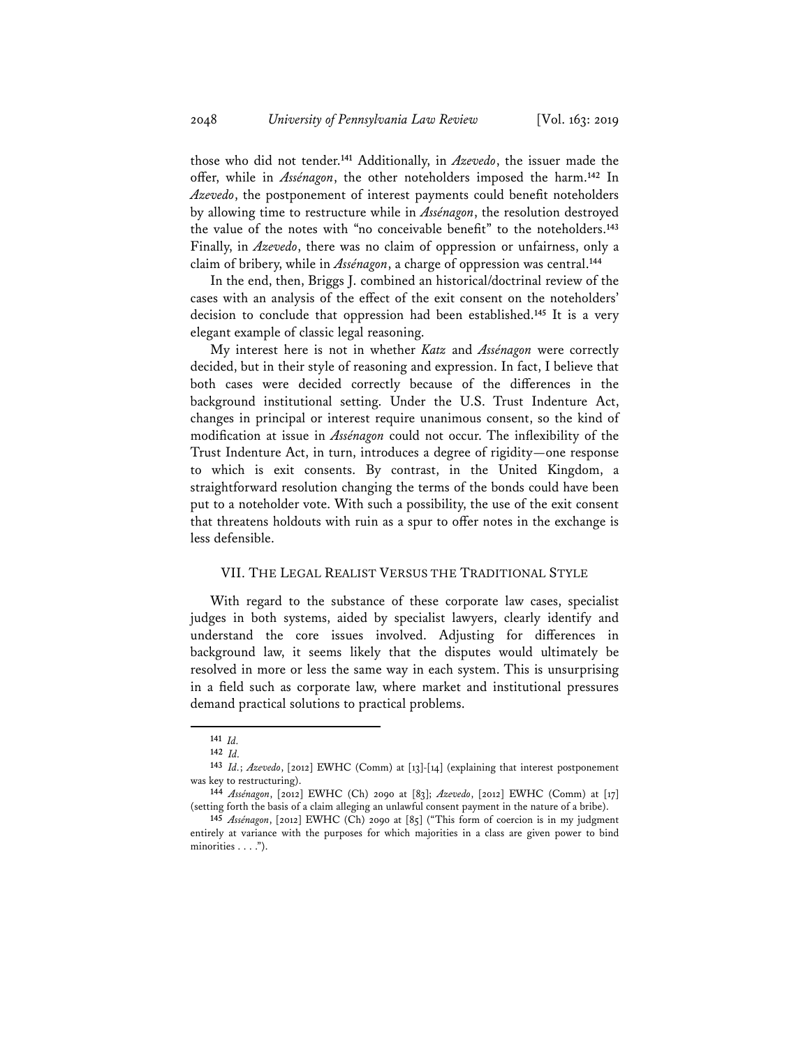those who did not tender.[141] Additionally, in *Azevedo*, the issuer made the offer, while in *Assénagon*, the other noteholders imposed the harm.[142] In *Azevedo*, the postponement of interest payments could benefit noteholders by allowing time to restructure while in *Assénagon*, the resolution destroyed the value of the notes with "no conceivable benefit" to the noteholders.[143] Finally, in *Azevedo*, there was no claim of oppression or unfairness, only a claim of bribery, while in *Assénagon*, a charge of oppression was central.[144]

In the end, then, Briggs J. combined an historical/doctrinal review of the cases with an analysis of the effect of the exit consent on the noteholders' decision to conclude that oppression had been established.[145] It is a very elegant example of classic legal reasoning.

My interest here is not in whether *Katz* and *Assénagon* were correctly decided, but in their style of reasoning and expression. In fact, I believe that both cases were decided correctly because of the differences in the background institutional setting. Under the U.S. Trust Indenture Act, changes in principal or interest require unanimous consent, so the kind of modification at issue in *Assénagon* could not occur. The inflexibility of the Trust Indenture Act, in turn, introduces a degree of rigidity—one response to which is exit consents. By contrast, in the United Kingdom, a straightforward resolution changing the terms of the bonds could have been put to a noteholder vote. With such a possibility, the use of the exit consent that threatens holdouts with ruin as a spur to offer notes in the exchange is less defensible.

## VII. The Legal Realist Versus the Traditional Style

With regard to the substance of these corporate law cases, specialist judges in both systems, aided by specialist lawyers, clearly identify and understand the core issues involved. Adjusting for differences in background law, it seems likely that the disputes would ultimately be resolved in more or less the same way in each system. This is unsurprising in a field such as corporate law, where market and institutional pressures demand practical solutions to practical problems.

---

[141] *Id.*

[142] *Id.*

[143] *Id.*; *Azevedo*, [2012] EWHC (Comm) at [13]-[14] (explaining that interest postponement was key to restructuring).

[144] *Assénagon*, [2012] EWHC (Ch) 2090 at [83]; *Azevedo*, [2012] EWHC (Comm) at [17] (setting forth the basis of a claim alleging an unlawful consent payment in the nature of a bribe).

[145] *Assénagon*, [2012] EWHC (Ch) 2090 at [85] ("This form of coercion is in my judgment entirely at variance with the purposes for which majorities in a class are given power to bind minorities . . . .").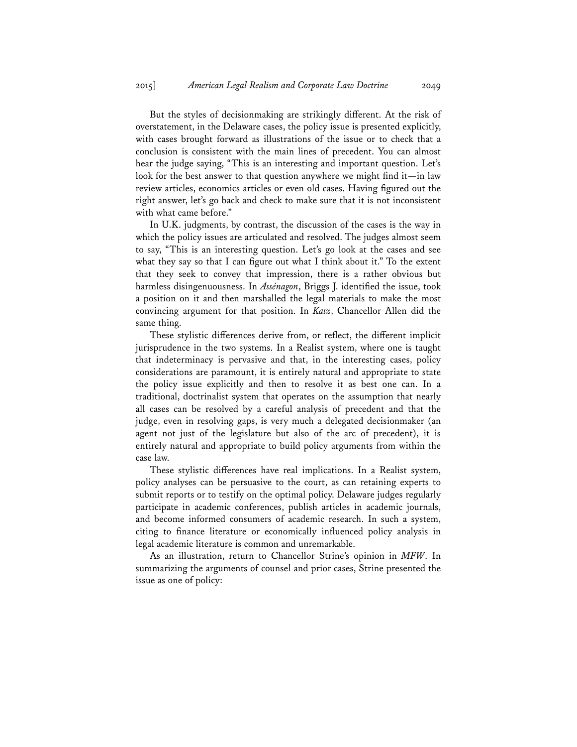But the styles of decisionmaking are strikingly different. At the risk of overstatement, in the Delaware cases, the policy issue is presented explicitly, with cases brought forward as illustrations of the issue or to check that a conclusion is consistent with the main lines of precedent. You can almost hear the judge saying, "This is an interesting and important question. Let's look for the best answer to that question anywhere we might find it—in law review articles, economics articles or even old cases. Having figured out the right answer, let's go back and check to make sure that it is not inconsistent with what came before."

In U.K. judgments, by contrast, the discussion of the cases is the way in which the policy issues are articulated and resolved. The judges almost seem to say, "This is an interesting question. Let's go look at the cases and see what they say so that I can figure out what I think about it." To the extent that they seek to convey that impression, there is a rather obvious but harmless disingenuousness. In *Assénagon*, Briggs J. identified the issue, took a position on it and then marshalled the legal materials to make the most convincing argument for that position. In *Katz*, Chancellor Allen did the same thing.

These stylistic differences derive from, or reflect, the different implicit jurisprudence in the two systems. In a Realist system, where one is taught that indeterminacy is pervasive and that, in the interesting cases, policy considerations are paramount, it is entirely natural and appropriate to state the policy issue explicitly and then to resolve it as best one can. In a traditional, doctrinalist system that operates on the assumption that nearly all cases can be resolved by a careful analysis of precedent and that the judge, even in resolving gaps, is very much a delegated decisionmaker (an agent not just of the legislature but also of the arc of precedent), it is entirely natural and appropriate to build policy arguments from within the case law.

These stylistic differences have real implications. In a Realist system, policy analyses can be persuasive to the court, as can retaining experts to submit reports or to testify on the optimal policy. Delaware judges regularly participate in academic conferences, publish articles in academic journals, and become informed consumers of academic research. In such a system, citing to finance literature or economically influenced policy analysis in legal academic literature is common and unremarkable.

As an illustration, return to Chancellor Strine's opinion in *MFW*. In summarizing the arguments of counsel and prior cases, Strine presented the issue as one of policy: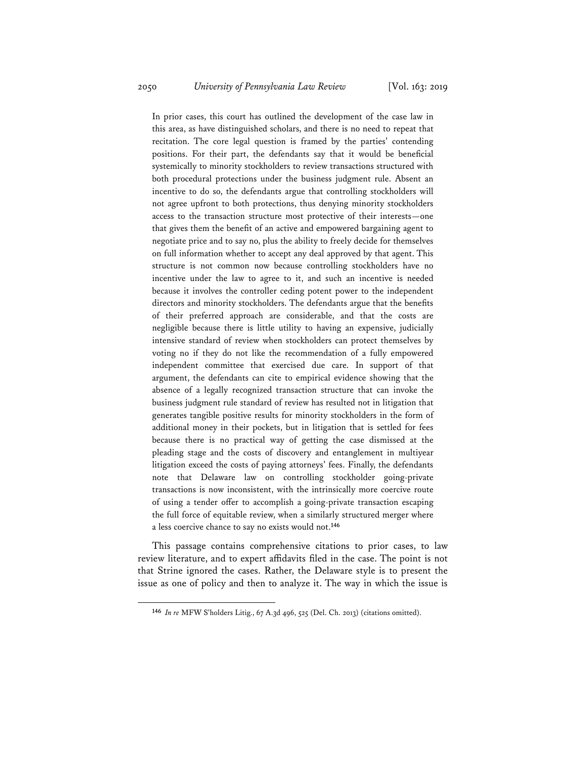> In prior cases, this court has outlined the development of the case law in this area, as have distinguished scholars, and there is no need to repeat that recitation. The core legal question is framed by the parties' contending positions. For their part, the defendants say that it would be beneficial systemically to minority stockholders to review transactions structured with both procedural protections under the business judgment rule. Absent an incentive to do so, the defendants argue that controlling stockholders will not agree upfront to both protections, thus denying minority stockholders access to the transaction structure most protective of their interests—one that gives them the benefit of an active and empowered bargaining agent to negotiate price and to say no, plus the ability to freely decide for themselves on full information whether to accept any deal approved by that agent. This structure is not common now because controlling stockholders have no incentive under the law to agree to it, and such an incentive is needed because it involves the controller ceding potent power to the independent directors and minority stockholders. The defendants argue that the benefits of their preferred approach are considerable, and that the costs are negligible because there is little utility to having an expensive, judicially intensive standard of review when stockholders can protect themselves by voting no if they do not like the recommendation of a fully empowered independent committee that exercised due care. In support of that argument, the defendants can cite to empirical evidence showing that the absence of a legally recognized transaction structure that can invoke the business judgment rule standard of review has resulted not in litigation that generates tangible positive results for minority stockholders in the form of additional money in their pockets, but in litigation that is settled for fees because there is no practical way of getting the case dismissed at the pleading stage and the costs of discovery and entanglement in multiyear litigation exceed the costs of paying attorneys' fees. Finally, the defendants note that Delaware law on controlling stockholder going-private transactions is now inconsistent, with the intrinsically more coercive route of using a tender offer to accomplish a going-private transaction escaping the full force of equitable review, when a similarly structured merger where a less coercive chance to say no exists would not.[146]

This passage contains comprehensive citations to prior cases, to law review literature, and to expert affidavits filed in the case. The point is not that Strine ignored the cases. Rather, the Delaware style is to present the issue as one of policy and then to analyze it. The way in which the issue is

---

[146] *In re* MFW S'holders Litig., 67 A.3d 496, 525 (Del. Ch. 2013) (citations omitted).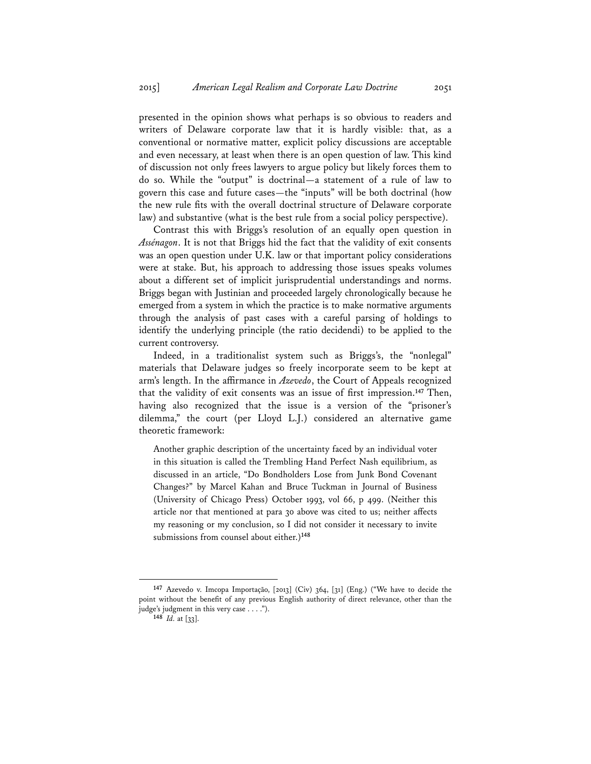presented in the opinion shows what perhaps is so obvious to readers and writers of Delaware corporate law that it is hardly visible: that, as a conventional or normative matter, explicit policy discussions are acceptable and even necessary, at least when there is an open question of law. This kind of discussion not only frees lawyers to argue policy but likely forces them to do so. While the "output" is doctrinal—a statement of a rule of law to govern this case and future cases—the "inputs" will be both doctrinal (how the new rule fits with the overall doctrinal structure of Delaware corporate law) and substantive (what is the best rule from a social policy perspective).

Contrast this with Briggs's resolution of an equally open question in *Assénagon*. It is not that Briggs hid the fact that the validity of exit consents was an open question under U.K. law or that important policy considerations were at stake. But, his approach to addressing those issues speaks volumes about a different set of implicit jurisprudential understandings and norms. Briggs began with Justinian and proceeded largely chronologically because he emerged from a system in which the practice is to make normative arguments through the analysis of past cases with a careful parsing of holdings to identify the underlying principle (the ratio decidendi) to be applied to the current controversy.

Indeed, in a traditionalist system such as Briggs's, the "nonlegal" materials that Delaware judges so freely incorporate seem to be kept at arm's length. In the affirmance in *Azevedo*, the Court of Appeals recognized that the validity of exit consents was an issue of first impression.[147] Then, having also recognized that the issue is a version of the "prisoner's dilemma," the court (per Lloyd L.J.) considered an alternative game theoretic framework:

> Another graphic description of the uncertainty faced by an individual voter in this situation is called the Trembling Hand Perfect Nash equilibrium, as discussed in an article, "Do Bondholders Lose from Junk Bond Covenant Changes?" by Marcel Kahan and Bruce Tuckman in Journal of Business (University of Chicago Press) October 1993, vol 66, p 499. (Neither this article nor that mentioned at para 30 above was cited to us; neither affects my reasoning or my conclusion, so I did not consider it necessary to invite submissions from counsel about either.)[148]

---

[147] Azevedo v. Imcopa Importação, [2013] (Civ) 364, [31] (Eng.) ("We have to decide the point without the benefit of any previous English authority of direct relevance, other than the judge's judgment in this very case . . . .").

[148] *Id.* at [33].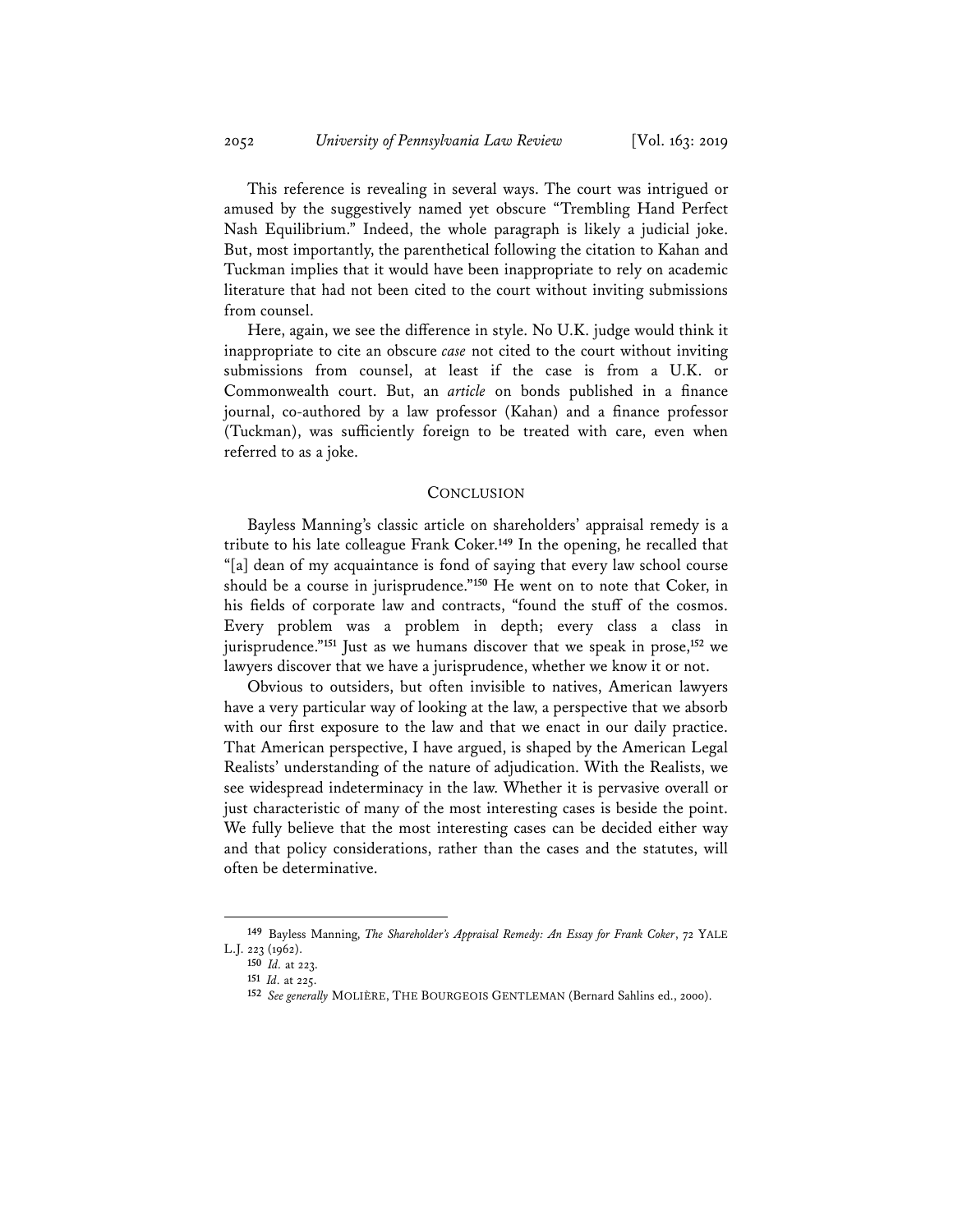This reference is revealing in several ways. The court was intrigued or amused by the suggestively named yet obscure "Trembling Hand Perfect Nash Equilibrium." Indeed, the whole paragraph is likely a judicial joke. But, most importantly, the parenthetical following the citation to Kahan and Tuckman implies that it would have been inappropriate to rely on academic literature that had not been cited to the court without inviting submissions from counsel.

Here, again, we see the difference in style. No U.K. judge would think it inappropriate to cite an obscure *case* not cited to the court without inviting submissions from counsel, at least if the case is from a U.K. or Commonwealth court. But, an *article* on bonds published in a finance journal, co-authored by a law professor (Kahan) and a finance professor (Tuckman), was sufficiently foreign to be treated with care, even when referred to as a joke.

## CONCLUSION

Bayless Manning's classic article on shareholders' appraisal remedy is a tribute to his late colleague Frank Coker.[149] In the opening, he recalled that "[a] dean of my acquaintance is fond of saying that every law school course should be a course in jurisprudence."[150] He went on to note that Coker, in his fields of corporate law and contracts, "found the stuff of the cosmos. Every problem was a problem in depth; every class a class in jurisprudence."[151] Just as we humans discover that we speak in prose,[152] we lawyers discover that we have a jurisprudence, whether we know it or not.

Obvious to outsiders, but often invisible to natives, American lawyers have a very particular way of looking at the law, a perspective that we absorb with our first exposure to the law and that we enact in our daily practice. That American perspective, I have argued, is shaped by the American Legal Realists' understanding of the nature of adjudication. With the Realists, we see widespread indeterminacy in the law. Whether it is pervasive overall or just characteristic of many of the most interesting cases is beside the point. We fully believe that the most interesting cases can be decided either way and that policy considerations, rather than the cases and the statutes, will often be determinative.

---

[149] Bayless Manning, *The Shareholder's Appraisal Remedy: An Essay for Frank Coker*, 72 YALE L.J. 223 (1962).

[150] *Id.* at 223.

[151] *Id.* at 225.

[152] *See generally* MOLIÈRE, THE BOURGEOIS GENTLEMAN (Bernard Sahlins ed., 2000).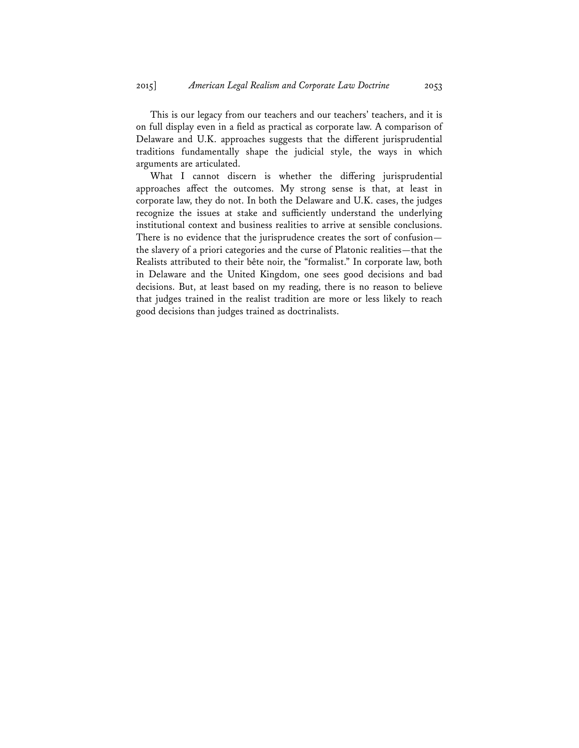This is our legacy from our teachers and our teachers' teachers, and it is on full display even in a field as practical as corporate law. A comparison of Delaware and U.K. approaches suggests that the different jurisprudential traditions fundamentally shape the judicial style, the ways in which arguments are articulated.

What I cannot discern is whether the differing jurisprudential approaches affect the outcomes. My strong sense is that, at least in corporate law, they do not. In both the Delaware and U.K. cases, the judges recognize the issues at stake and sufficiently understand the underlying institutional context and business realities to arrive at sensible conclusions. There is no evidence that the jurisprudence creates the sort of confusion—the slavery of a priori categories and the curse of Platonic realities—that the Realists attributed to their bête noir, the "formalist." In corporate law, both in Delaware and the United Kingdom, one sees good decisions and bad decisions. But, at least based on my reading, there is no reason to believe that judges trained in the realist tradition are more or less likely to reach good decisions than judges trained as doctrinalists.